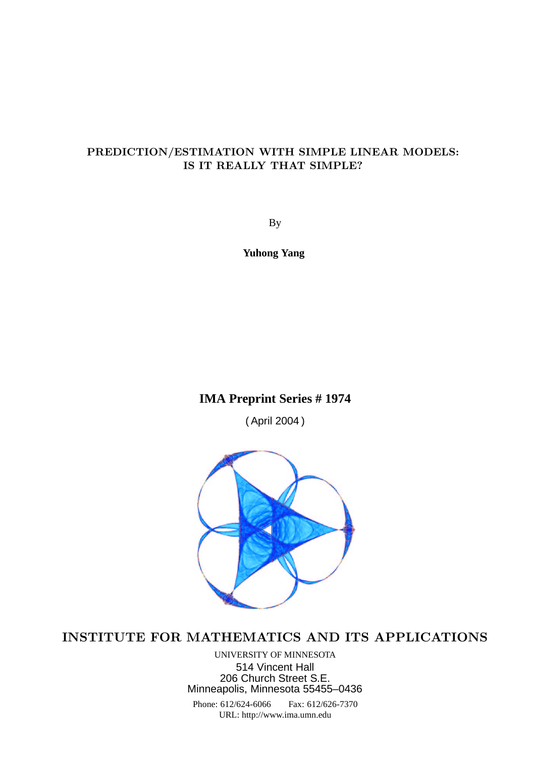# PREDICTION/ESTIMATION WITH SIMPLE LINEAR MODELS: IS IT REALLY THAT SIMPLE?

By

**Yuhong Yang**

**IMA Preprint Series # 1974**

( April 2004 )

## INSTITUTE FOR MATHEMATICS AND ITS APPLICATIONS

UNIVERSITY OF MINNESOTA
514 Vincent Hall
206 Church Street S.E.
Minneapolis, Minnesota 55455–0436

Phone: 612/624-6066 Fax: 612/626-7370
URL: http://www.ima.umn.edu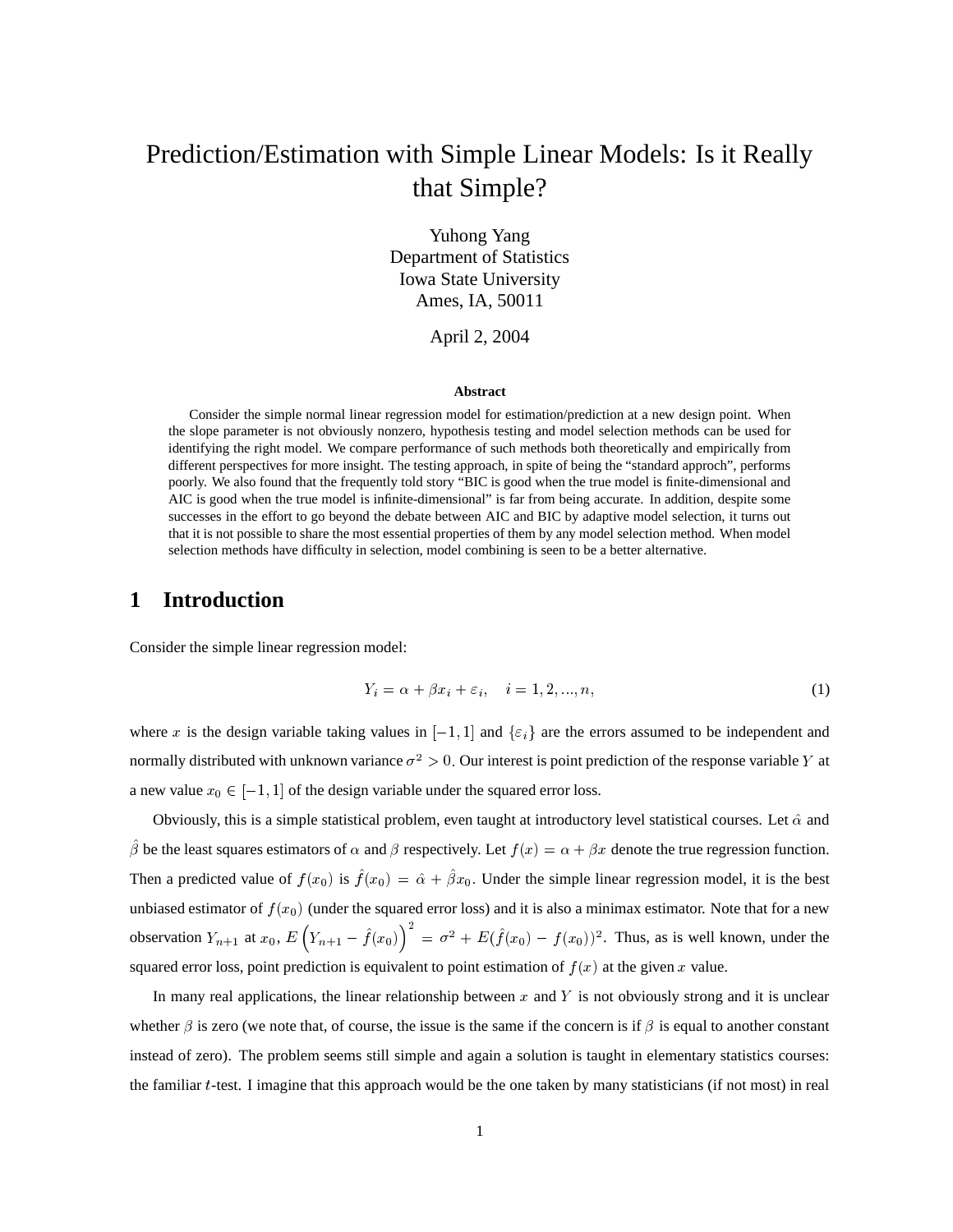# Prediction/Estimation with Simple Linear Models: Is it Really that Simple?

Yuhong Yang
Department of Statistics
Iowa State University
Ames, IA, 50011

April 2, 2004

**Abstract**

Consider the simple normal linear regression model for estimation/prediction at a new design point. When the slope parameter is not obviously nonzero, hypothesis testing and model selection methods can be used for identifying the right model. We compare performance of such methods both theoretically and empirically from different perspectives for more insight. The testing approach, in spite of being the "standard approch", performs poorly. We also found that the frequently told story "BIC is good when the true model is finite-dimensional and AIC is good when the true model is infinite-dimensional" is far from being accurate. In addition, despite some successes in the effort to go beyond the debate between AIC and BIC by adaptive model selection, it turns out that it is not possible to share the most essential properties of them by any model selection method. When model selection methods have difficulty in selection, model combining is seen to be a better alternative.

## 1 Introduction

Consider the simple linear regression model:

$$Y_i = \alpha + \beta x_i + \varepsilon_i, \quad i = 1, 2, ..., n, \tag{1}$$

where $x$ is the design variable taking values in $[-1, 1]$ and $\{\varepsilon_i\}$ are the errors assumed to be independent and normally distributed with unknown variance $\sigma^2 > 0$. Our interest is point prediction of the response variable $Y$ at a new value $x_0 \in [-1, 1]$ of the design variable under the squared error loss.

Obviously, this is a simple statistical problem, even taught at introductory level statistical courses. Let $\hat{\alpha}$ and $\hat{\beta}$ be the least squares estimators of $\alpha$ and $\beta$ respectively. Let $f(x) = \alpha + \beta x$ denote the true regression function. Then a predicted value of $f(x_0)$ is $\hat{f}(x_0) = \hat{\alpha} + \hat{\beta}x_0$. Under the simple linear regression model, it is the best unbiased estimator of $f(x_0)$ (under the squared error loss) and it is also a minimax estimator. Note that for a new observation $Y_{n+1}$ at $x_0$, $E\left(Y_{n+1} - \hat{f}(x_0)\right)^2 = \sigma^2 + E(\hat{f}(x_0) - f(x_0))^2$. Thus, as is well known, under the squared error loss, point prediction is equivalent to point estimation of $f(x)$ at the given $x$ value.

In many real applications, the linear relationship between $x$ and $Y$ is not obviously strong and it is unclear whether $\beta$ is zero (we note that, of course, the issue is the same if the concern is if $\beta$ is equal to another constant instead of zero). The problem seems still simple and again a solution is taught in elementary statistics courses: the familiar $t$-test. I imagine that this approach would be the one taken by many statisticians (if not most) in real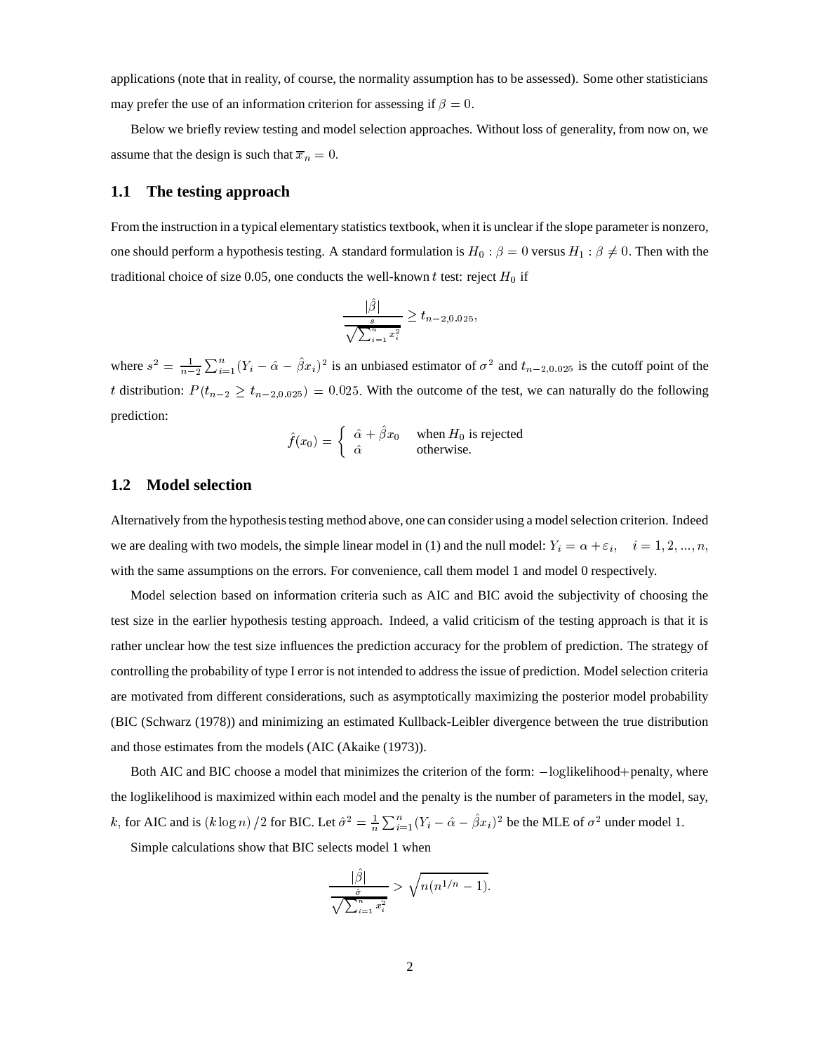applications (note that in reality, of course, the normality assumption has to be assessed). Some other statisticians may prefer the use of an information criterion for assessing if $\beta = 0$.

Below we briefly review testing and model selection approaches. Without loss of generality, from now on, we assume that the design is such that $\overline{x}_n = 0$.

## 1.1 The testing approach

From the instruction in a typical elementary statistics textbook, when it is unclear if the slope parameter is nonzero, one should perform a hypothesis testing. A standard formulation is $H_0 : \beta = 0$ versus $H_1 : \beta \neq 0$. Then with the traditional choice of size 0.05, one conducts the well-known $t$ test: reject $H_0$ if

$$\frac{|\hat{\beta}|}{\frac{s}{\sqrt{\sum_{i=1}^{n} x_i^2}}} \geq t_{n-2,0.025},$$

where $s^2 = \frac{1}{n-2} \sum_{i=1}^{n} (Y_i - \hat{\alpha} - \hat{\beta} x_i)^2$ is an unbiased estimator of $\sigma^2$ and $t_{n-2,0.025}$ is the cutoff point of the $t$ distribution: $P(t_{n-2} \geq t_{n-2,0.025}) = 0.025$. With the outcome of the test, we can naturally do the following prediction:

$$\hat{f}(x_0) = \begin{cases} \hat{\alpha} + \hat{\beta} x_0 & \text{when } H_0 \text{ is rejected} \\ \hat{\alpha} & \text{otherwise.} \end{cases}$$

## 1.2 Model selection

Alternatively from the hypothesis testing method above, one can consider using a model selection criterion. Indeed we are dealing with two models, the simple linear model in (1) and the null model: $Y_i = \alpha + \varepsilon_i, \quad i = 1, 2, ..., n,$ with the same assumptions on the errors. For convenience, call them model 1 and model 0 respectively.

Model selection based on information criteria such as AIC and BIC avoid the subjectivity of choosing the test size in the earlier hypothesis testing approach. Indeed, a valid criticism of the testing approach is that it is rather unclear how the test size influences the prediction accuracy for the problem of prediction. The strategy of controlling the probability of type I error is not intended to address the issue of prediction. Model selection criteria are motivated from different considerations, such as asymptotically maximizing the posterior model probability (BIC (Schwarz (1978)) and minimizing an estimated Kullback-Leibler divergence between the true distribution and those estimates from the models (AIC (Akaike (1973)).

Both AIC and BIC choose a model that minimizes the criterion of the form: $-\log$likelihood$+$penalty, where the loglikelihood is maximized within each model and the penalty is the number of parameters in the model, say, $k$, for AIC and is $(k \log n)/2$ for BIC. Let $\hat{\sigma}^2 = \frac{1}{n} \sum_{i=1}^{n} (Y_i - \hat{\alpha} - \hat{\beta} x_i)^2$ be the MLE of $\sigma^2$ under model 1.

Simple calculations show that BIC selects model 1 when

$$\frac{|\hat{\beta}|}{\frac{\hat{\sigma}}{\sqrt{\sum_{i=1}^{n} x_i^2}}} > \sqrt{n(n^{1/n} - 1)}.$$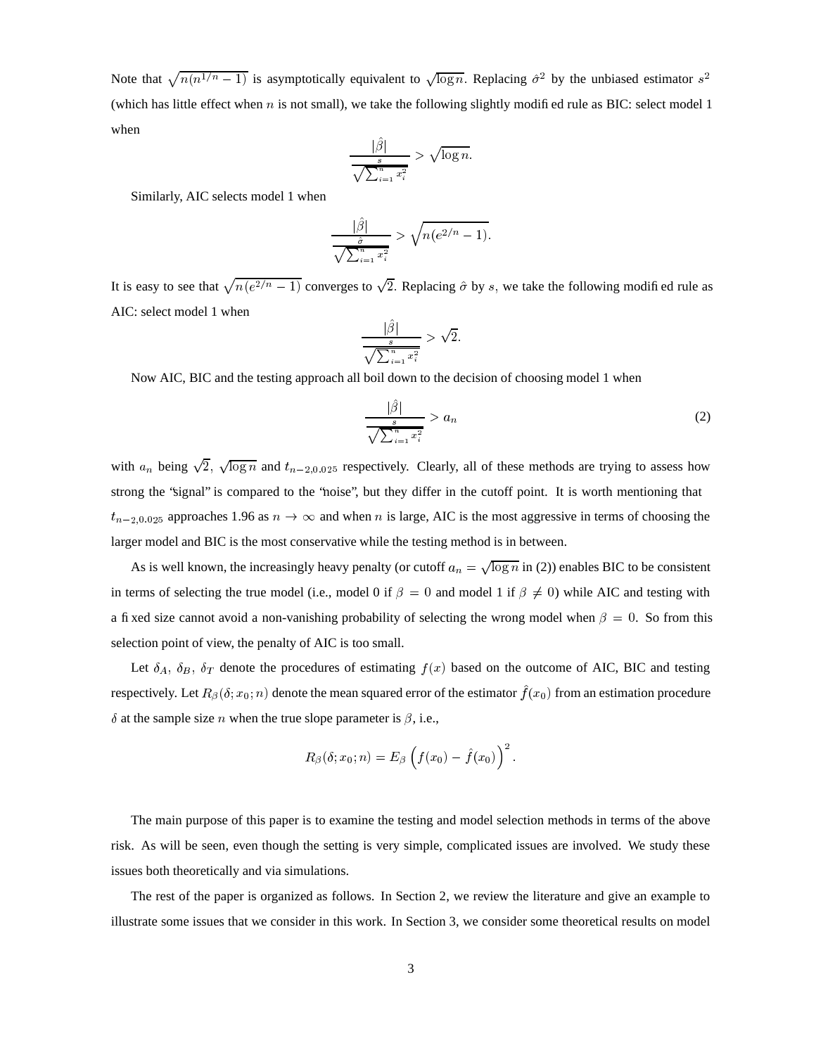Note that $\sqrt{n(n^{1/n}-1)}$ is asymptotically equivalent to $\sqrt{\log n}$. Replacing $\hat{\sigma}^2$ by the unbiased estimator $s^2$ (which has little effect when $n$ is not small), we take the following slightly modified rule as BIC: select model 1 when

$$\frac{|\hat{\beta}|}{\frac{s}{\sqrt{\sum_{i=1}^n x_i^2}}} > \sqrt{\log n}.$$

Similarly, AIC selects model 1 when

$$\frac{|\hat{\beta}|}{\frac{\hat{\sigma}}{\sqrt{\sum_{i=1}^n x_i^2}}} > \sqrt{n(e^{2/n}-1)}.$$

It is easy to see that $\sqrt{n(e^{2/n}-1)}$ converges to $\sqrt{2}$. Replacing $\hat{\sigma}$ by $s$, we take the following modified rule as AIC: select model 1 when

$$\frac{|\hat{\beta}|}{\frac{s}{\sqrt{\sum_{i=1}^n x_i^2}}} > \sqrt{2}.$$

Now AIC, BIC and the testing approach all boil down to the decision of choosing model 1 when

$$\frac{|\hat{\beta}|}{\frac{s}{\sqrt{\sum_{i=1}^n x_i^2}}} > a_n \tag{2}$$

with $a_n$ being $\sqrt{2}$, $\sqrt{\log n}$ and $t_{n-2,0.025}$ respectively. Clearly, all of these methods are trying to assess how strong the "signal" is compared to the "noise", but they differ in the cutoff point. It is worth mentioning that $t_{n-2,0.025}$ approaches 1.96 as $n \to \infty$ and when $n$ is large, AIC is the most aggressive in terms of choosing the larger model and BIC is the most conservative while the testing method is in between.

As is well known, the increasingly heavy penalty (or cutoff $a_n = \sqrt{\log n}$ in (2)) enables BIC to be consistent in terms of selecting the true model (i.e., model 0 if $\beta = 0$ and model 1 if $\beta \neq 0$) while AIC and testing with a fixed size cannot avoid a non-vanishing probability of selecting the wrong model when $\beta = 0$. So from this selection point of view, the penalty of AIC is too small.

Let $\delta_A$, $\delta_B$, $\delta_T$ denote the procedures of estimating $f(x)$ based on the outcome of AIC, BIC and testing respectively. Let $R_\beta(\delta; x_0; n)$ denote the mean squared error of the estimator $\hat{f}(x_0)$ from an estimation procedure $\delta$ at the sample size $n$ when the true slope parameter is $\beta$, i.e.,

$$R_\beta(\delta; x_0; n) = E_\beta\left(f(x_0) - \hat{f}(x_0)\right)^2.$$

The main purpose of this paper is to examine the testing and model selection methods in terms of the above risk. As will be seen, even though the setting is very simple, complicated issues are involved. We study these issues both theoretically and via simulations.

The rest of the paper is organized as follows. In Section 2, we review the literature and give an example to illustrate some issues that we consider in this work. In Section 3, we consider some theoretical results on model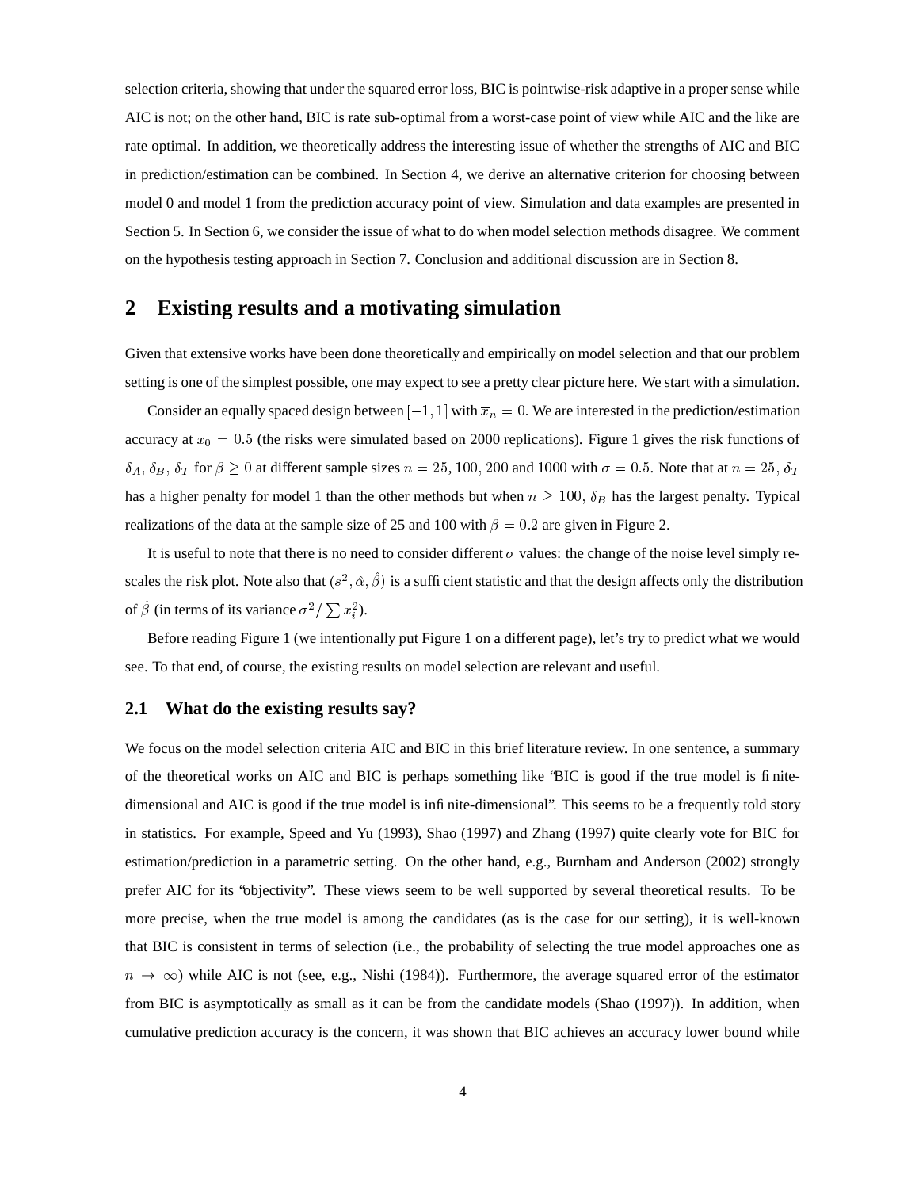selection criteria, showing that under the squared error loss, BIC is pointwise-risk adaptive in a proper sense while AIC is not; on the other hand, BIC is rate sub-optimal from a worst-case point of view while AIC and the like are rate optimal. In addition, we theoretically address the interesting issue of whether the strengths of AIC and BIC in prediction/estimation can be combined. In Section 4, we derive an alternative criterion for choosing between model 0 and model 1 from the prediction accuracy point of view. Simulation and data examples are presented in Section 5. In Section 6, we consider the issue of what to do when model selection methods disagree. We comment on the hypothesis testing approach in Section 7. Conclusion and additional discussion are in Section 8.

## 2 Existing results and a motivating simulation

Given that extensive works have been done theoretically and empirically on model selection and that our problem setting is one of the simplest possible, one may expect to see a pretty clear picture here. We start with a simulation.

Consider an equally spaced design between $[-1, 1]$ with $\overline{x}_n = 0$. We are interested in the prediction/estimation accuracy at $x_0 = 0.5$ (the risks were simulated based on 2000 replications). Figure 1 gives the risk functions of $\delta_A$, $\delta_B$, $\delta_T$ for $\beta \geq 0$ at different sample sizes $n = 25, 100, 200$ and 1000 with $\sigma = 0.5$. Note that at $n = 25$, $\delta_T$ has a higher penalty for model 1 than the other methods but when $n \geq 100$, $\delta_B$ has the largest penalty. Typical realizations of the data at the sample size of 25 and 100 with $\beta = 0.2$ are given in Figure 2.

It is useful to note that there is no need to consider different $\sigma$ values: the change of the noise level simply rescales the risk plot. Note also that $(s^2, \hat{\alpha}, \hat{\beta})$ is a sufficient statistic and that the design affects only the distribution of $\hat{\beta}$ (in terms of its variance $\sigma^2 / \sum x_i^2$).

Before reading Figure 1 (we intentionally put Figure 1 on a different page), let's try to predict what we would see. To that end, of course, the existing results on model selection are relevant and useful.

### 2.1 What do the existing results say?

We focus on the model selection criteria AIC and BIC in this brief literature review. In one sentence, a summary of the theoretical works on AIC and BIC is perhaps something like "BIC is good if the true model is finite-dimensional and AIC is good if the true model is infinite-dimensional". This seems to be a frequently told story in statistics. For example, Speed and Yu (1993), Shao (1997) and Zhang (1997) quite clearly vote for BIC for estimation/prediction in a parametric setting. On the other hand, e.g., Burnham and Anderson (2002) strongly prefer AIC for its "objectivity". These views seem to be well supported by several theoretical results. To be more precise, when the true model is among the candidates (as is the case for our setting), it is well-known that BIC is consistent in terms of selection (i.e., the probability of selecting the true model approaches one as $n \to \infty$) while AIC is not (see, e.g., Nishi (1984)). Furthermore, the average squared error of the estimator from BIC is asymptotically as small as it can be from the candidate models (Shao (1997)). In addition, when cumulative prediction accuracy is the concern, it was shown that BIC achieves an accuracy lower bound while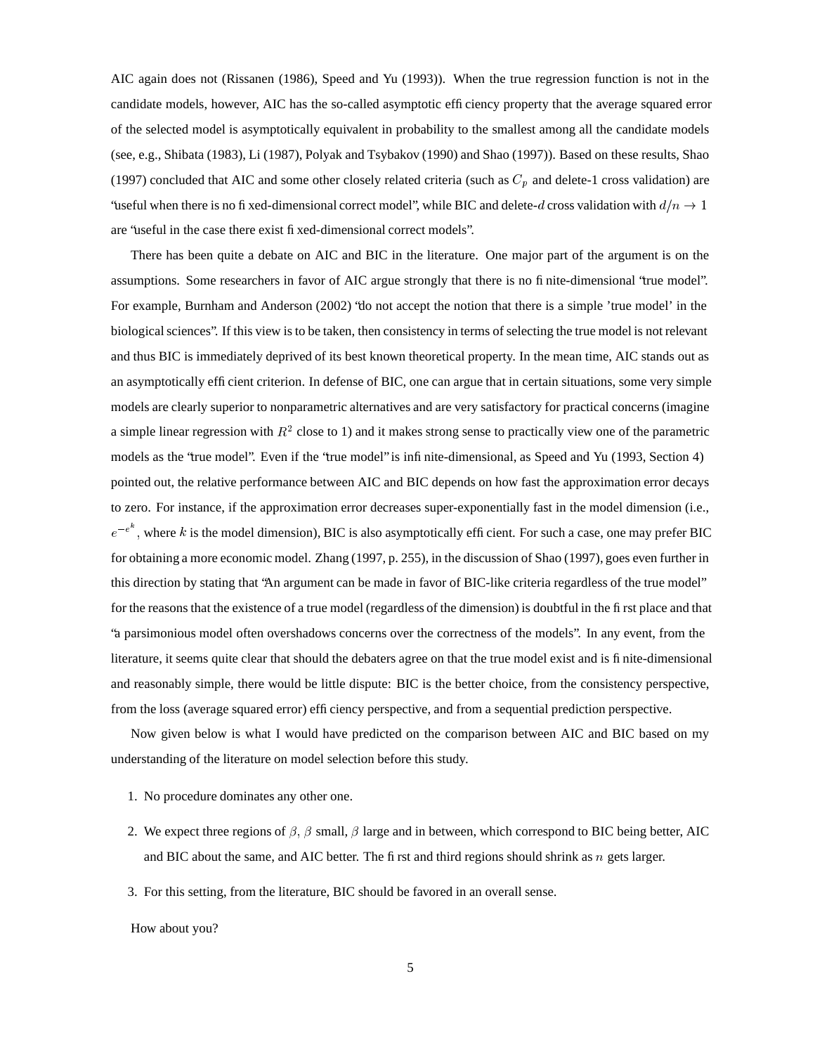AIC again does not (Rissanen (1986), Speed and Yu (1993)). When the true regression function is not in the candidate models, however, AIC has the so-called asymptotic efficiency property that the average squared error of the selected model is asymptotically equivalent in probability to the smallest among all the candidate models (see, e.g., Shibata (1983), Li (1987), Polyak and Tsybakov (1990) and Shao (1997)). Based on these results, Shao (1997) concluded that AIC and some other closely related criteria (such as $C_p$ and delete-1 cross validation) are "useful when there is no fixed-dimensional correct model", while BIC and delete-$d$ cross validation with $d/n \to 1$ are "useful in the case there exist fixed-dimensional correct models".

There has been quite a debate on AIC and BIC in the literature. One major part of the argument is on the assumptions. Some researchers in favor of AIC argue strongly that there is no finite-dimensional "true model". For example, Burnham and Anderson (2002) "do not accept the notion that there is a simple 'true model' in the biological sciences". If this view is to be taken, then consistency in terms of selecting the true model is not relevant and thus BIC is immediately deprived of its best known theoretical property. In the mean time, AIC stands out as an asymptotically efficient criterion. In defense of BIC, one can argue that in certain situations, some very simple models are clearly superior to nonparametric alternatives and are very satisfactory for practical concerns (imagine a simple linear regression with $R^2$ close to 1) and it makes strong sense to practically view one of the parametric models as the "true model". Even if the "true model" is infinite-dimensional, as Speed and Yu (1993, Section 4) pointed out, the relative performance between AIC and BIC depends on how fast the approximation error decays to zero. For instance, if the approximation error decreases super-exponentially fast in the model dimension (i.e., $e^{-e^k}$, where $k$ is the model dimension), BIC is also asymptotically efficient. For such a case, one may prefer BIC for obtaining a more economic model. Zhang (1997, p. 255), in the discussion of Shao (1997), goes even further in this direction by stating that "An argument can be made in favor of BIC-like criteria regardless of the true model" for the reasons that the existence of a true model (regardless of the dimension) is doubtful in the first place and that "a parsimonious model often overshadows concerns over the correctness of the models". In any event, from the literature, it seems quite clear that should the debaters agree on that the true model exist and is finite-dimensional and reasonably simple, there would be little dispute: BIC is the better choice, from the consistency perspective, from the loss (average squared error) efficiency perspective, and from a sequential prediction perspective.

Now given below is what I would have predicted on the comparison between AIC and BIC based on my understanding of the literature on model selection before this study.

1. No procedure dominates any other one.
2. We expect three regions of $\beta$, $\beta$ small, $\beta$ large and in between, which correspond to BIC being better, AIC and BIC about the same, and AIC better. The first and third regions should shrink as $n$ gets larger.
3. For this setting, from the literature, BIC should be favored in an overall sense.

How about you?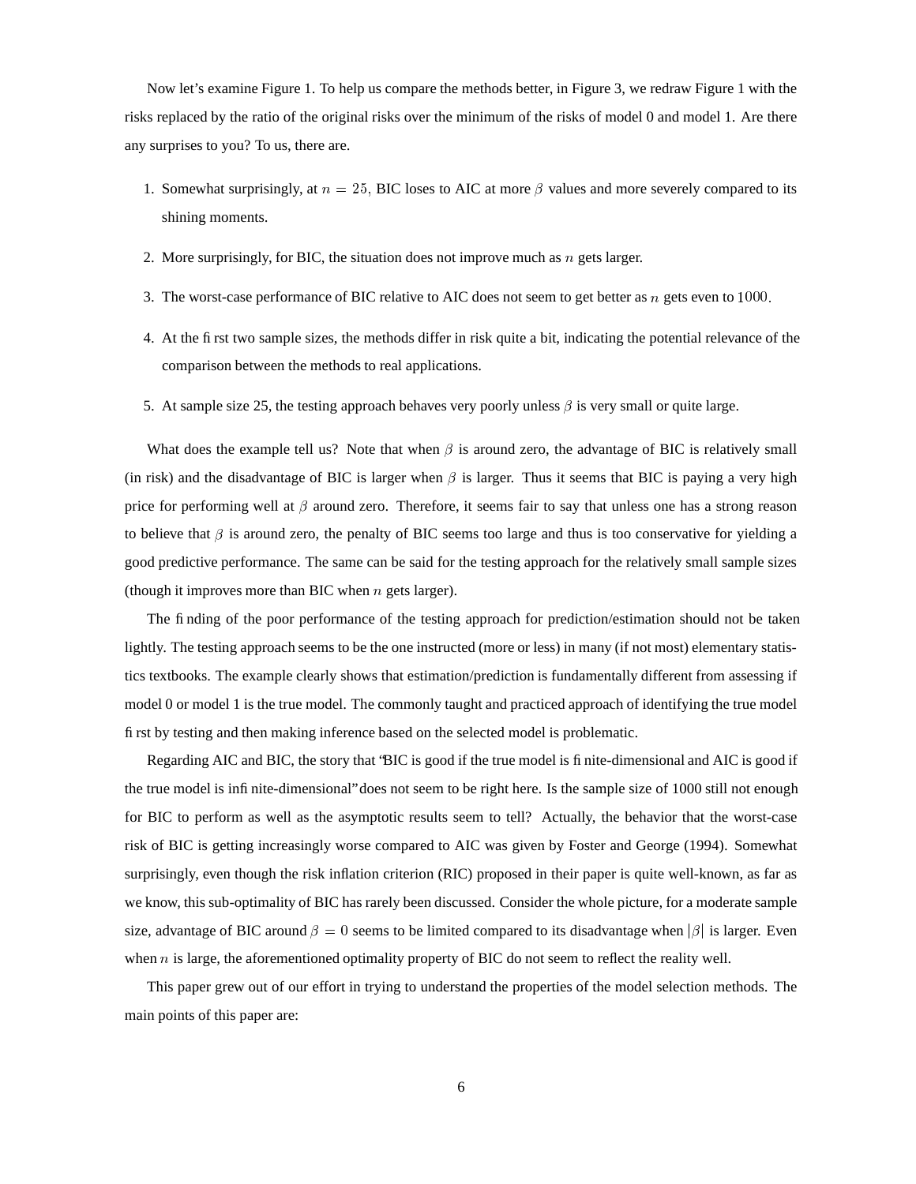Now let's examine Figure 1. To help us compare the methods better, in Figure 3, we redraw Figure 1 with the risks replaced by the ratio of the original risks over the minimum of the risks of model 0 and model 1. Are there any surprises to you? To us, there are.

1. Somewhat surprisingly, at $n = 25$, BIC loses to AIC at more $\beta$ values and more severely compared to its shining moments.
2. More surprisingly, for BIC, the situation does not improve much as $n$ gets larger.
3. The worst-case performance of BIC relative to AIC does not seem to get better as $n$ gets even to $1000$.
4. At the first two sample sizes, the methods differ in risk quite a bit, indicating the potential relevance of the comparison between the methods to real applications.
5. At sample size 25, the testing approach behaves very poorly unless $\beta$ is very small or quite large.

What does the example tell us? Note that when $\beta$ is around zero, the advantage of BIC is relatively small (in risk) and the disadvantage of BIC is larger when $\beta$ is larger. Thus it seems that BIC is paying a very high price for performing well at $\beta$ around zero. Therefore, it seems fair to say that unless one has a strong reason to believe that $\beta$ is around zero, the penalty of BIC seems too large and thus is too conservative for yielding a good predictive performance. The same can be said for the testing approach for the relatively small sample sizes (though it improves more than BIC when $n$ gets larger).

The finding of the poor performance of the testing approach for prediction/estimation should not be taken lightly. The testing approach seems to be the one instructed (more or less) in many (if not most) elementary statistics textbooks. The example clearly shows that estimation/prediction is fundamentally different from assessing if model 0 or model 1 is the true model. The commonly taught and practiced approach of identifying the true model first by testing and then making inference based on the selected model is problematic.

Regarding AIC and BIC, the story that "BIC is good if the true model is finite-dimensional and AIC is good if the true model is infinite-dimensional" does not seem to be right here. Is the sample size of 1000 still not enough for BIC to perform as well as the asymptotic results seem to tell? Actually, the behavior that the worst-case risk of BIC is getting increasingly worse compared to AIC was given by Foster and George (1994). Somewhat surprisingly, even though the risk inflation criterion (RIC) proposed in their paper is quite well-known, as far as we know, this sub-optimality of BIC has rarely been discussed. Consider the whole picture, for a moderate sample size, advantage of BIC around $\beta = 0$ seems to be limited compared to its disadvantage when $|\beta|$ is larger. Even when $n$ is large, the aforementioned optimality property of BIC do not seem to reflect the reality well.

This paper grew out of our effort in trying to understand the properties of the model selection methods. The main points of this paper are: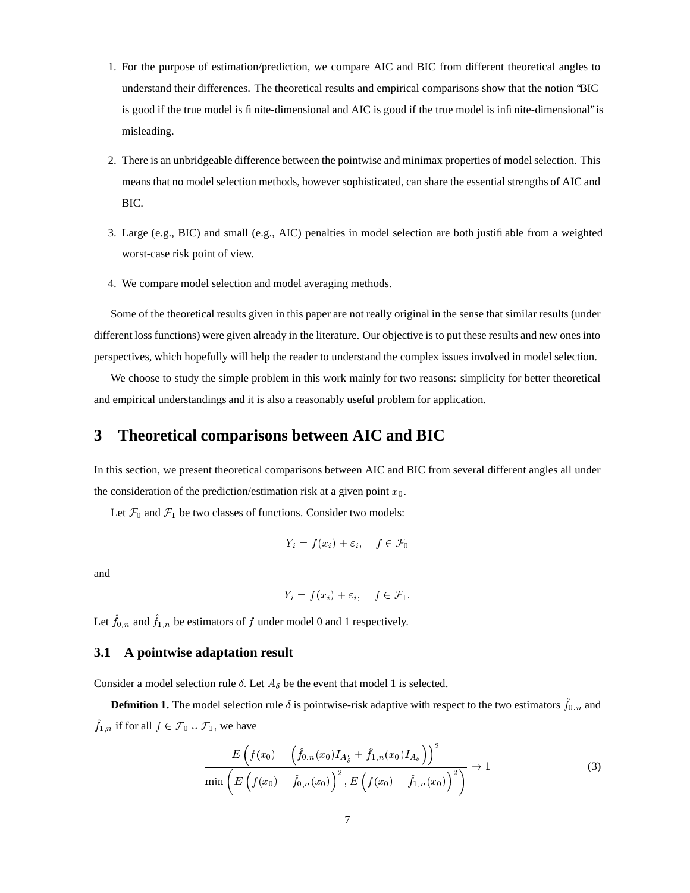1. For the purpose of estimation/prediction, we compare AIC and BIC from different theoretical angles to understand their differences. The theoretical results and empirical comparisons show that the notion "BIC is good if the true model is finite-dimensional and AIC is good if the true model is infinite-dimensional" is misleading.

2. There is an unbridgeable difference between the pointwise and minimax properties of model selection. This means that no model selection methods, however sophisticated, can share the essential strengths of AIC and BIC.

3. Large (e.g., BIC) and small (e.g., AIC) penalties in model selection are both justifiable from a weighted worst-case risk point of view.

4. We compare model selection and model averaging methods.

Some of the theoretical results given in this paper are not really original in the sense that similar results (under different loss functions) were given already in the literature. Our objective is to put these results and new ones into perspectives, which hopefully will help the reader to understand the complex issues involved in model selection.

We choose to study the simple problem in this work mainly for two reasons: simplicity for better theoretical and empirical understandings and it is also a reasonably useful problem for application.

# 3 Theoretical comparisons between AIC and BIC

In this section, we present theoretical comparisons between AIC and BIC from several different angles all under the consideration of the prediction/estimation risk at a given point $x_0$.

Let $\mathcal{F}_0$ and $\mathcal{F}_1$ be two classes of functions. Consider two models:

$$Y_i = f(x_i) + \varepsilon_i, \quad f \in \mathcal{F}_0$$

and

$$Y_i = f(x_i) + \varepsilon_i, \quad f \in \mathcal{F}_1.$$

Let $\hat{f}_{0,n}$ and $\hat{f}_{1,n}$ be estimators of $f$ under model 0 and 1 respectively.

## 3.1 A pointwise adaptation result

Consider a model selection rule $\delta$. Let $A_\delta$ be the event that model 1 is selected.

**Definition 1.** The model selection rule $\delta$ is pointwise-risk adaptive with respect to the two estimators $\hat{f}_{0,n}$ and $\hat{f}_{1,n}$ if for all $f \in \mathcal{F}_0 \cup \mathcal{F}_1$, we have

$$\frac{E\left(f(x_0) - \left(\hat{f}_{0,n}(x_0) I_{A_\delta^c} + \hat{f}_{1,n}(x_0) I_{A_\delta}\right)\right)^2}{\min\left(E\left(f(x_0) - \hat{f}_{0,n}(x_0)\right)^2, E\left(f(x_0) - \hat{f}_{1,n}(x_0)\right)^2\right)} \to 1 \tag{3}$$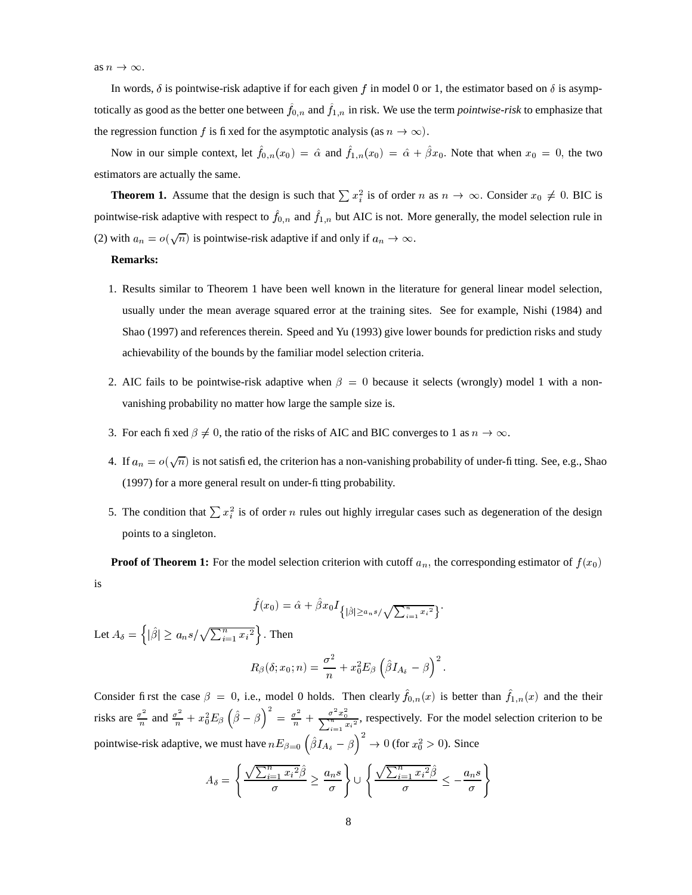as $n \to \infty$.

In words, $\delta$ is pointwise-risk adaptive if for each given $f$ in model 0 or 1, the estimator based on $\delta$ is asymptotically as good as the better one between $\hat{f}_{0,n}$ and $\hat{f}_{1,n}$ in risk. We use the term *pointwise-risk* to emphasize that the regression function $f$ is fixed for the asymptotic analysis (as $n \to \infty$).

Now in our simple context, let $\hat{f}_{0,n}(x_0) = \hat{\alpha}$ and $\hat{f}_{1,n}(x_0) = \hat{\alpha} + \hat{\beta}x_0$. Note that when $x_0 = 0$, the two estimators are actually the same.

**Theorem 1.** Assume that the design is such that $\sum x_i^2$ is of order $n$ as $n \to \infty$. Consider $x_0 \neq 0$. BIC is pointwise-risk adaptive with respect to $\hat{f}_{0,n}$ and $\hat{f}_{1,n}$ but AIC is not. More generally, the model selection rule in (2) with $a_n = o(\sqrt{n})$ is pointwise-risk adaptive if and only if $a_n \to \infty$.

**Remarks:**

1. Results similar to Theorem 1 have been well known in the literature for general linear model selection, usually under the mean average squared error at the training sites. See for example, Nishi (1984) and Shao (1997) and references therein. Speed and Yu (1993) give lower bounds for prediction risks and study achievability of the bounds by the familiar model selection criteria.

2. AIC fails to be pointwise-risk adaptive when $\beta = 0$ because it selects (wrongly) model 1 with a non-vanishing probability no matter how large the sample size is.

3. For each fixed $\beta \neq 0$, the ratio of the risks of AIC and BIC converges to 1 as $n \to \infty$.

4. If $a_n = o(\sqrt{n})$ is not satisfied, the criterion has a non-vanishing probability of under-fitting. See, e.g., Shao (1997) for a more general result on under-fitting probability.

5. The condition that $\sum x_i^2$ is of order $n$ rules out highly irregular cases such as degeneration of the design points to a singleton.

**Proof of Theorem 1:** For the model selection criterion with cutoff $a_n$, the corresponding estimator of $f(x_0)$ is

$$\hat{f}(x_0) = \hat{\alpha} + \hat{\beta}x_0 I_{\left\{|\hat{\beta}| \geq a_n s / \sqrt{\sum_{i=1}^n {x_i}^2}\right\}}.$$

Let $A_\delta = \left\{|\hat{\beta}| \geq a_n s / \sqrt{\sum_{i=1}^n {x_i}^2}\right\}$. Then

$$R_\beta(\delta; x_0; n) = \frac{\sigma^2}{n} + x_0^2 E_\beta \left(\hat{\beta} I_{A_\delta} - \beta\right)^2.$$

Consider first the case $\beta = 0$, i.e., model 0 holds. Then clearly $\hat{f}_{0,n}(x)$ is better than $\hat{f}_{1,n}(x)$ and the their risks are $\frac{\sigma^2}{n}$ and $\frac{\sigma^2}{n} + x_0^2 E_\beta \left(\hat{\beta} - \beta\right)^2 = \frac{\sigma^2}{n} + \frac{\sigma^2 x_0^2}{\sum_{i=1}^n {x_i}^2}$, respectively. For the model selection criterion to be pointwise-risk adaptive, we must have $n E_{\beta=0} \left(\hat{\beta} I_{A_\delta} - \beta\right)^2 \to 0$ (for $x_0^2 > 0$). Since

$$A_\delta = \left\{ \frac{\sqrt{\sum_{i=1}^n {x_i}^2}\hat{\beta}}{\sigma} \geq \frac{a_n s}{\sigma} \right\} \cup \left\{ \frac{\sqrt{\sum_{i=1}^n {x_i}^2}\hat{\beta}}{\sigma} \leq -\frac{a_n s}{\sigma} \right\}$$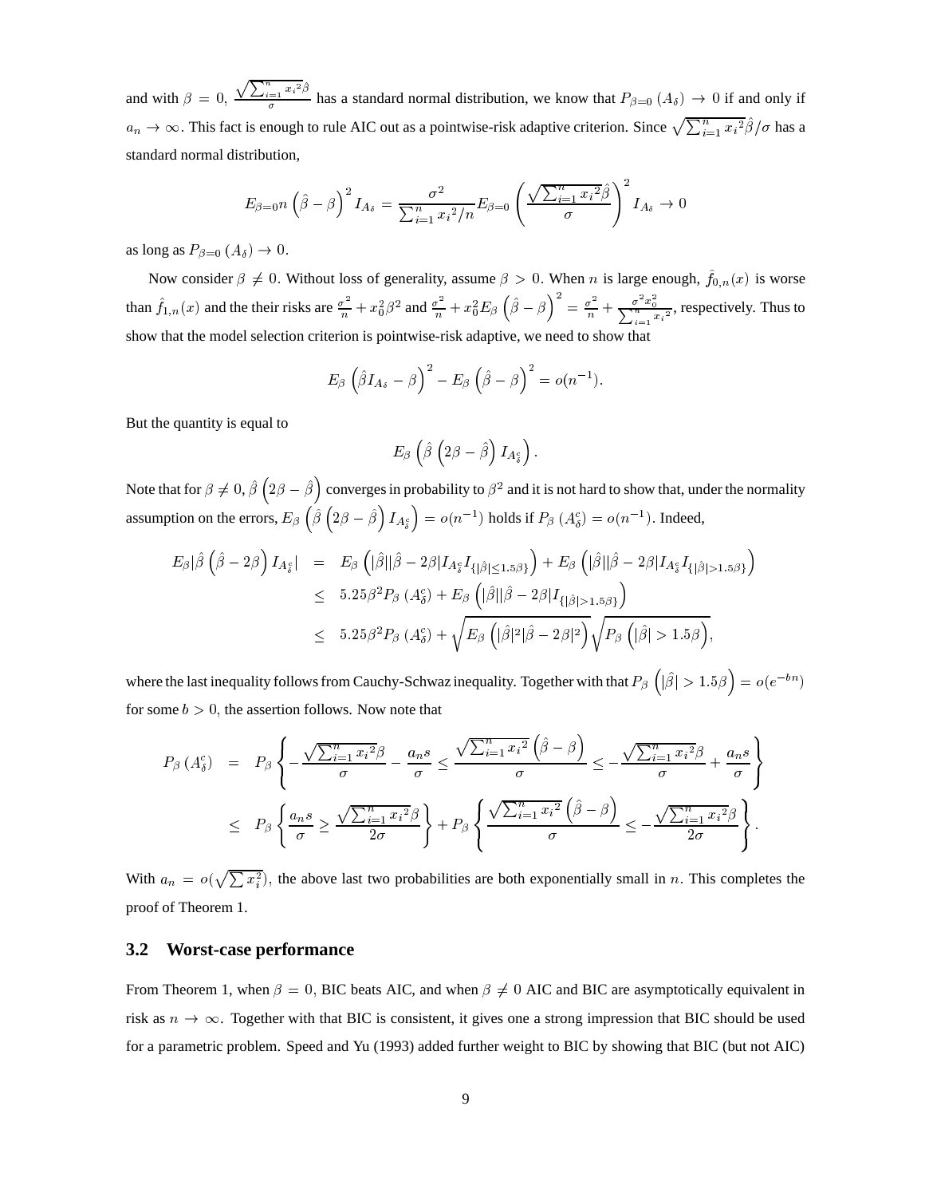and with $\beta = 0$, $\frac{\sqrt{\sum_{i=1}^n {x_i}^2}\beta}{\sigma}$ has a standard normal distribution, we know that $P_{\beta=0}(A_\delta) \to 0$ if and only if $a_n \to \infty$. This fact is enough to rule AIC out as a pointwise-risk adaptive criterion. Since $\sqrt{\sum_{i=1}^n {x_i}^2}\hat{\beta}/\sigma$ has a standard normal distribution,

$$E_{\beta=0} n\left(\hat{\beta}-\beta\right)^2 I_{A_\delta} = \frac{\sigma^2}{\sum_{i=1}^n {x_i}^2/n} E_{\beta=0}\left(\frac{\sqrt{\sum_{i=1}^n {x_i}^2}\hat{\beta}}{\sigma}\right)^2 I_{A_\delta} \to 0$$

as long as $P_{\beta=0}(A_\delta) \to 0$.

Now consider $\beta \neq 0$. Without loss of generality, assume $\beta > 0$. When $n$ is large enough, $\hat{f}_{0,n}(x)$ is worse than $\hat{f}_{1,n}(x)$ and the their risks are $\frac{\sigma^2}{n} + x_0^2\beta^2$ and $\frac{\sigma^2}{n} + x_0^2 E_\beta\left(\hat{\beta}-\beta\right)^2 = \frac{\sigma^2}{n} + \frac{\sigma^2 x_0^2}{\sum_{i=1}^n {x_i}^2}$, respectively. Thus to show that the model selection criterion is pointwise-risk adaptive, we need to show that

$$E_\beta\left(\hat{\beta} I_{A_\delta} - \beta\right)^2 - E_\beta\left(\hat{\beta}-\beta\right)^2 = o(n^{-1}).$$

But the quantity is equal to

$$E_\beta\left(\hat{\beta}\left(2\beta - \hat{\beta}\right) I_{A_\delta^c}\right).$$

Note that for $\beta \neq 0$, $\hat{\beta}\left(2\beta-\hat{\beta}\right)$ converges in probability to $\beta^2$ and it is not hard to show that, under the normality assumption on the errors, $E_\beta\left(\hat{\beta}\left(2\beta-\hat{\beta}\right) I_{A_\delta^c}\right) = o(n^{-1})$ holds if $P_\beta\left(A_\delta^c\right) = o(n^{-1})$. Indeed,

$$\begin{aligned}
E_\beta|\hat{\beta}\left(\hat{\beta}-2\beta\right) I_{A_\delta^c}| &= E_\beta\left(|\hat{\beta}||\hat{\beta}-2\beta| I_{A_\delta^c} I_{\{|\hat{\beta}|\leq 1.5\beta\}}\right) + E_\beta\left(|\hat{\beta}||\hat{\beta}-2\beta| I_{A_\delta^c} I_{\{|\hat{\beta}|>1.5\beta\}}\right) \\
&\leq 5.25\beta^2 P_\beta\left(A_\delta^c\right) + E_\beta\left(|\hat{\beta}||\hat{\beta}-2\beta| I_{\{|\hat{\beta}|>1.5\beta\}}\right) \\
&\leq 5.25\beta^2 P_\beta\left(A_\delta^c\right) + \sqrt{E_\beta\left(|\hat{\beta}|^2|\hat{\beta}-2\beta|^2\right)}\sqrt{P_\beta\left(|\hat{\beta}|>1.5\beta\right)},
\end{aligned}$$

where the last inequality follows from Cauchy-Schwaz inequality. Together with that $P_\beta\left(|\hat{\beta}|>1.5\beta\right) = o(e^{-bn})$ for some $b > 0$, the assertion follows. Now note that

$$\begin{aligned}
P_\beta\left(A_\delta^c\right) &= P_\beta\left\{-\frac{\sqrt{\sum_{i=1}^n {x_i}^2}\beta}{\sigma} - \frac{a_n s}{\sigma} \leq \frac{\sqrt{\sum_{i=1}^n {x_i}^2}\left(\hat{\beta}-\beta\right)}{\sigma} \leq -\frac{\sqrt{\sum_{i=1}^n {x_i}^2}\beta}{\sigma} + \frac{a_n s}{\sigma}\right\} \\
&\leq P_\beta\left\{\frac{a_n s}{\sigma} \geq \frac{\sqrt{\sum_{i=1}^n {x_i}^2}\beta}{2\sigma}\right\} + P_\beta\left\{\frac{\sqrt{\sum_{i=1}^n {x_i}^2}\left(\hat{\beta}-\beta\right)}{\sigma} \leq -\frac{\sqrt{\sum_{i=1}^n {x_i}^2}\beta}{2\sigma}\right\}.
\end{aligned}$$

With $a_n = o(\sqrt{\sum x_i^2})$, the above last two probabilities are both exponentially small in $n$. This completes the proof of Theorem 1.

### 3.2 Worst-case performance

From Theorem 1, when $\beta = 0$, BIC beats AIC, and when $\beta \neq 0$ AIC and BIC are asymptotically equivalent in risk as $n \to \infty$. Together with that BIC is consistent, it gives one a strong impression that BIC should be used for a parametric problem. Speed and Yu (1993) added further weight to BIC by showing that BIC (but not AIC)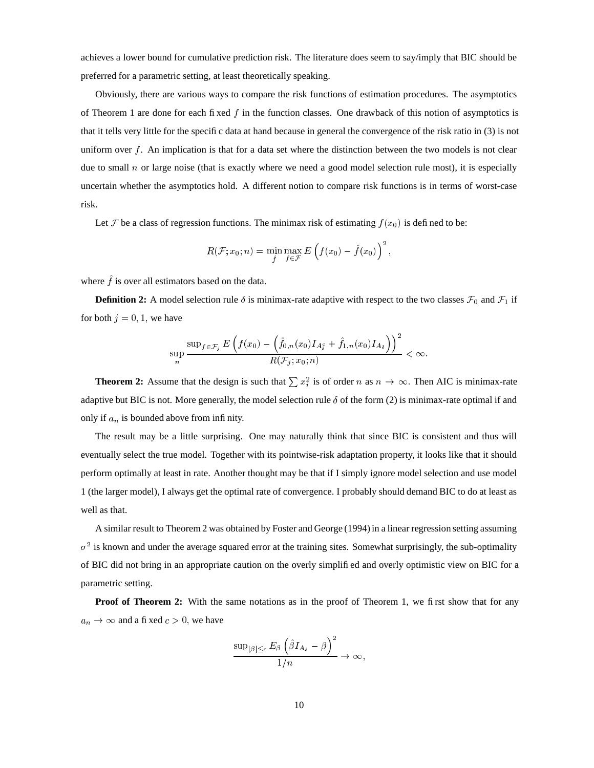achieves a lower bound for cumulative prediction risk. The literature does seem to say/imply that BIC should be preferred for a parametric setting, at least theoretically speaking.

Obviously, there are various ways to compare the risk functions of estimation procedures. The asymptotics of Theorem 1 are done for each fixed $f$ in the function classes. One drawback of this notion of asymptotics is that it tells very little for the specific data at hand because in general the convergence of the risk ratio in (3) is not uniform over $f$. An implication is that for a data set where the distinction between the two models is not clear due to small $n$ or large noise (that is exactly where we need a good model selection rule most), it is especially uncertain whether the asymptotics hold. A different notion to compare risk functions is in terms of worst-case risk.

Let $\mathcal{F}$ be a class of regression functions. The minimax risk of estimating $f(x_0)$ is defined to be:

$$R(\mathcal{F}; x_0; n) = \min_{\hat{f}} \max_{f \in \mathcal{F}} E\left(f(x_0) - \hat{f}(x_0)\right)^2,$$

where $\hat{f}$ is over all estimators based on the data.

**Definition 2:** A model selection rule $\delta$ is minimax-rate adaptive with respect to the two classes $\mathcal{F}_0$ and $\mathcal{F}_1$ if for both $j = 0, 1,$ we have

$$\sup_n \frac{\sup_{f \in \mathcal{F}_j} E\left(f(x_0) - \left(\hat{f}_{0,n}(x_0) I_{A_\delta^c} + \hat{f}_{1,n}(x_0) I_{A_\delta}\right)\right)^2}{R(\mathcal{F}_j; x_0; n)} < \infty.$$

**Theorem 2:** Assume that the design is such that $\sum x_i^2$ is of order $n$ as $n \to \infty$. Then AIC is minimax-rate adaptive but BIC is not. More generally, the model selection rule $\delta$ of the form (2) is minimax-rate optimal if and only if $a_n$ is bounded above from infinity.

The result may be a little surprising. One may naturally think that since BIC is consistent and thus will eventually select the true model. Together with its pointwise-risk adaptation property, it looks like that it should perform optimally at least in rate. Another thought may be that if I simply ignore model selection and use model 1 (the larger model), I always get the optimal rate of convergence. I probably should demand BIC to do at least as well as that.

A similar result to Theorem 2 was obtained by Foster and George (1994) in a linear regression setting assuming $\sigma^2$ is known and under the average squared error at the training sites. Somewhat surprisingly, the sub-optimality of BIC did not bring in an appropriate caution on the overly simplified and overly optimistic view on BIC for a parametric setting.

**Proof of Theorem 2:** With the same notations as in the proof of Theorem 1, we first show that for any $a_n \to \infty$ and a fixed $c > 0$, we have

$$\frac{\sup_{|\beta| \leq c} E_\beta \left(\hat{\beta} I_{A_\delta} - \beta\right)^2}{1/n} \to \infty,$$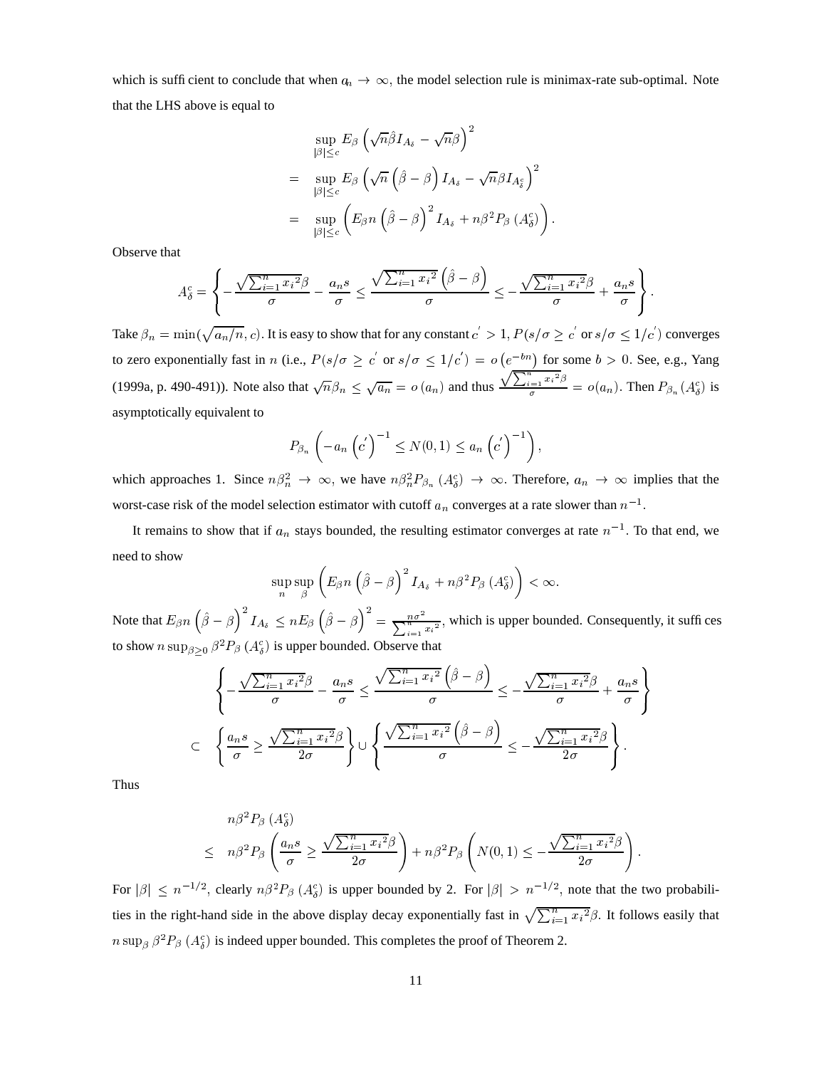which is sufficient to conclude that when $a_n \to \infty$, the model selection rule is minimax-rate sub-optimal. Note that the LHS above is equal to

$$
\begin{aligned}
& \sup_{|\beta| \le c} E_\beta \left( \sqrt{n}\hat{\beta} I_{A_\delta} - \sqrt{n}\beta \right)^2 \\
= & \sup_{|\beta| \le c} E_\beta \left( \sqrt{n}\left(\hat{\beta} - \beta\right) I_{A_\delta} - \sqrt{n}\beta I_{A_\delta^c} \right)^2 \\
= & \sup_{|\beta| \le c} \left( E_\beta n \left(\hat{\beta} - \beta\right)^2 I_{A_\delta} + n\beta^2 P_\beta \left(A_\delta^c\right) \right).
\end{aligned}
$$

Observe that

$$
A_\delta^c = \left\{ -\frac{\sqrt{\sum_{i=1}^n x_i{}^2}\beta}{\sigma} - \frac{a_n s}{\sigma} \le \frac{\sqrt{\sum_{i=1}^n x_i{}^2}\left(\hat{\beta} - \beta\right)}{\sigma} \le -\frac{\sqrt{\sum_{i=1}^n x_i{}^2}\beta}{\sigma} + \frac{a_n s}{\sigma} \right\}.
$$

Take $\beta_n = \min(\sqrt{a_n/n}, c)$. It is easy to show that for any constant $c' > 1$, $P(s/\sigma \ge c'$ or $s/\sigma \le 1/c')$ converges to zero exponentially fast in $n$ (i.e., $P(s/\sigma \ge c'$ or $s/\sigma \le 1/c') = o\left(e^{-bn}\right)$ for some $b > 0$. See, e.g., Yang (1999a, p. 490-491)). Note also that $\sqrt{n}\beta_n \le \sqrt{a_n} = o\left(a_n\right)$ and thus $\frac{\sqrt{\sum_{i=1}^n x_i{}^2}\beta}{\sigma} = o(a_n)$. Then $P_{\beta_n}\left(A_\delta^c\right)$ is asymptotically equivalent to

$$
P_{\beta_n}\left( -a_n \left(c'\right)^{-1} \le N(0,1) \le a_n \left(c'\right)^{-1} \right),
$$

which approaches 1. Since $n\beta_n^2 \to \infty$, we have $n\beta_n^2 P_{\beta_n}\left(A_\delta^c\right) \to \infty$. Therefore, $a_n \to \infty$ implies that the worst-case risk of the model selection estimator with cutoff $a_n$ converges at a rate slower than $n^{-1}$.

It remains to show that if $a_n$ stays bounded, the resulting estimator converges at rate $n^{-1}$. To that end, we need to show

$$
\sup_n \sup_\beta \left( E_\beta n \left(\hat{\beta} - \beta\right)^2 I_{A_\delta} + n\beta^2 P_\beta \left(A_\delta^c\right) \right) < \infty.
$$

Note that $E_\beta n \left(\hat{\beta} - \beta\right)^2 I_{A_\delta} \le nE_\beta \left(\hat{\beta} - \beta\right)^2 = \frac{n\sigma^2}{\sum_{i=1}^n x_i{}^2}$, which is upper bounded. Consequently, it suffices to show $n \sup_{\beta \ge 0} \beta^2 P_\beta \left(A_\delta^c\right)$ is upper bounded. Observe that

$$
\begin{aligned}
& \left\{ -\frac{\sqrt{\sum_{i=1}^n x_i{}^2}\beta}{\sigma} - \frac{a_n s}{\sigma} \le \frac{\sqrt{\sum_{i=1}^n x_i{}^2}\left(\hat{\beta} - \beta\right)}{\sigma} \le -\frac{\sqrt{\sum_{i=1}^n x_i{}^2}\beta}{\sigma} + \frac{a_n s}{\sigma} \right\} \\
\subset & \left\{ \frac{a_n s}{\sigma} \ge \frac{\sqrt{\sum_{i=1}^n x_i{}^2}\beta}{2\sigma} \right\} \cup \left\{ \frac{\sqrt{\sum_{i=1}^n x_i{}^2}\left(\hat{\beta} - \beta\right)}{\sigma} \le -\frac{\sqrt{\sum_{i=1}^n x_i{}^2}\beta}{2\sigma} \right\}.
\end{aligned}
$$

Thus

$$
\begin{aligned}
& n\beta^2 P_\beta \left(A_\delta^c\right) \\
\le & \; n\beta^2 P_\beta \left( \frac{a_n s}{\sigma} \ge \frac{\sqrt{\sum_{i=1}^n x_i{}^2}\beta}{2\sigma} \right) + n\beta^2 P_\beta \left( N(0,1) \le -\frac{\sqrt{\sum_{i=1}^n x_i{}^2}\beta}{2\sigma} \right).
\end{aligned}
$$

For $|\beta| \le n^{-1/2}$, clearly $n\beta^2 P_\beta \left(A_\delta^c\right)$ is upper bounded by 2. For $|\beta| > n^{-1/2}$, note that the two probabilities in the right-hand side in the above display decay exponentially fast in $\sqrt{\sum_{i=1}^n x_i{}^2}\beta$. It follows easily that $n \sup_\beta \beta^2 P_\beta \left(A_\delta^c\right)$ is indeed upper bounded. This completes the proof of Theorem 2.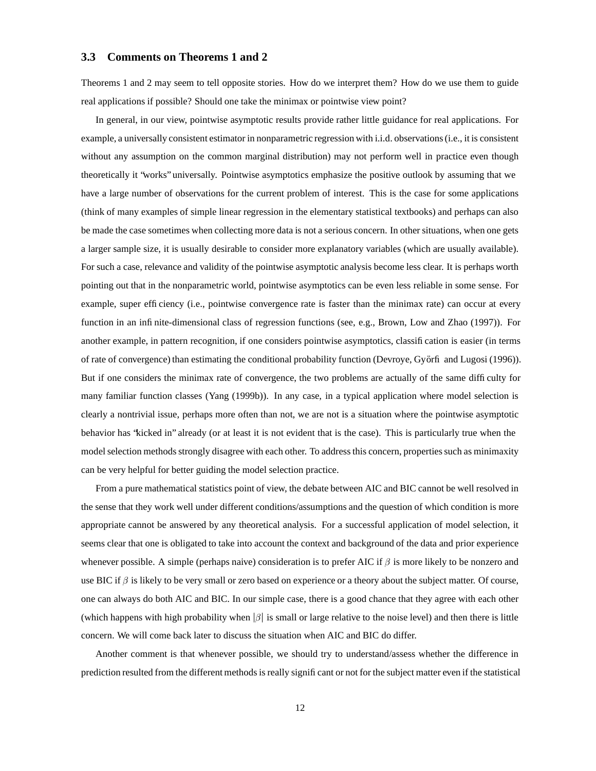### 3.3 Comments on Theorems 1 and 2

Theorems 1 and 2 may seem to tell opposite stories. How do we interpret them? How do we use them to guide real applications if possible? Should one take the minimax or pointwise view point?

In general, in our view, pointwise asymptotic results provide rather little guidance for real applications. For example, a universally consistent estimator in nonparametric regression with i.i.d. observations (i.e., it is consistent without any assumption on the common marginal distribution) may not perform well in practice even though theoretically it "works" universally. Pointwise asymptotics emphasize the positive outlook by assuming that we have a large number of observations for the current problem of interest. This is the case for some applications (think of many examples of simple linear regression in the elementary statistical textbooks) and perhaps can also be made the case sometimes when collecting more data is not a serious concern. In other situations, when one gets a larger sample size, it is usually desirable to consider more explanatory variables (which are usually available). For such a case, relevance and validity of the pointwise asymptotic analysis become less clear. It is perhaps worth pointing out that in the nonparametric world, pointwise asymptotics can be even less reliable in some sense. For example, super efficiency (i.e., pointwise convergence rate is faster than the minimax rate) can occur at every function in an infinite-dimensional class of regression functions (see, e.g., Brown, Low and Zhao (1997)). For another example, in pattern recognition, if one considers pointwise asymptotics, classification is easier (in terms of rate of convergence) than estimating the conditional probability function (Devroye, Györfi and Lugosi (1996)). But if one considers the minimax rate of convergence, the two problems are actually of the same difficulty for many familiar function classes (Yang (1999b)). In any case, in a typical application where model selection is clearly a nontrivial issue, perhaps more often than not, we are not is a situation where the pointwise asymptotic behavior has "kicked in" already (or at least it is not evident that is the case). This is particularly true when the model selection methods strongly disagree with each other. To address this concern, properties such as minimaxity can be very helpful for better guiding the model selection practice.

From a pure mathematical statistics point of view, the debate between AIC and BIC cannot be well resolved in the sense that they work well under different conditions/assumptions and the question of which condition is more appropriate cannot be answered by any theoretical analysis. For a successful application of model selection, it seems clear that one is obligated to take into account the context and background of the data and prior experience whenever possible. A simple (perhaps naive) consideration is to prefer AIC if $\beta$ is more likely to be nonzero and use BIC if $\beta$ is likely to be very small or zero based on experience or a theory about the subject matter. Of course, one can always do both AIC and BIC. In our simple case, there is a good chance that they agree with each other (which happens with high probability when $|\beta|$ is small or large relative to the noise level) and then there is little concern. We will come back later to discuss the situation when AIC and BIC do differ.

Another comment is that whenever possible, we should try to understand/assess whether the difference in prediction resulted from the different methods is really significant or not for the subject matter even if the statistical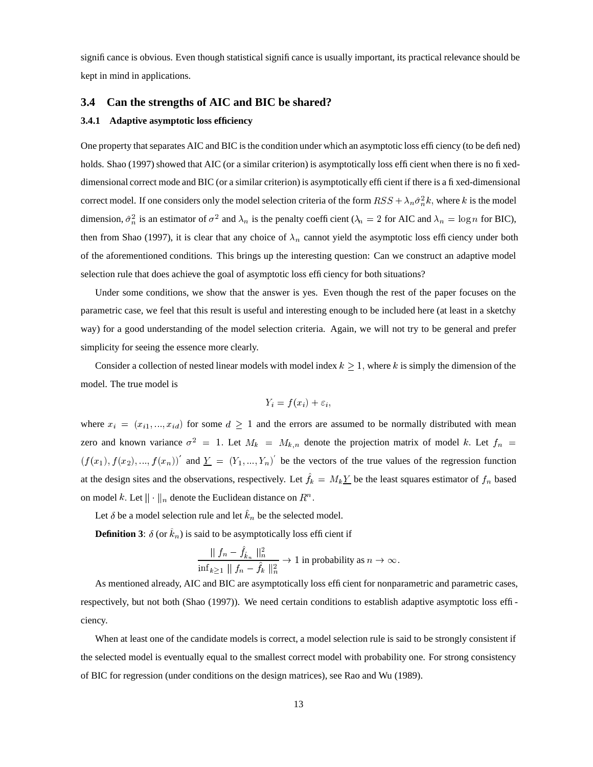significance is obvious. Even though statistical significance is usually important, its practical relevance should be kept in mind in applications.

### 3.4 Can the strengths of AIC and BIC be shared?

#### 3.4.1 Adaptive asymptotic loss efficiency

One property that separates AIC and BIC is the condition under which an asymptotic loss efficiency (to be defined) holds. Shao (1997) showed that AIC (or a similar criterion) is asymptotically loss efficient when there is no fixed-dimensional correct mode and BIC (or a similar criterion) is asymptotically efficient if there is a fixed-dimensional correct model. If one considers only the model selection criteria of the form $RSS + \lambda_n \hat{\sigma}_n^2 k$, where $k$ is the model dimension, $\hat{\sigma}_n^2$ is an estimator of $\sigma^2$ and $\lambda_n$ is the penalty coefficient ($\lambda_n = 2$ for AIC and $\lambda_n = \log n$ for BIC), then from Shao (1997), it is clear that any choice of $\lambda_n$ cannot yield the asymptotic loss efficiency under both of the aforementioned conditions. This brings up the interesting question: Can we construct an adaptive model selection rule that does achieve the goal of asymptotic loss efficiency for both situations?

Under some conditions, we show that the answer is yes. Even though the rest of the paper focuses on the parametric case, we feel that this result is useful and interesting enough to be included here (at least in a sketchy way) for a good understanding of the model selection criteria. Again, we will not try to be general and prefer simplicity for seeing the essence more clearly.

Consider a collection of nested linear models with model index $k \geq 1$, where $k$ is simply the dimension of the model. The true model is

$$Y_i = f(x_i) + \varepsilon_i,$$

where $x_i = (x_{i1}, ..., x_{id})$ for some $d \geq 1$ and the errors are assumed to be normally distributed with mean zero and known variance $\sigma^2 = 1$. Let $M_k = M_{k,n}$ denote the projection matrix of model $k$. Let $f_n = (f(x_1), f(x_2), ..., f(x_n))'$ and $\underline{Y} = (Y_1, ..., Y_n)'$ be the vectors of the true values of the regression function at the design sites and the observations, respectively. Let $\hat{f}_k = M_k \underline{Y}$ be the least squares estimator of $f_n$ based on model $k$. Let $\| \cdot \|_n$ denote the Euclidean distance on $R^n$.

Let $\delta$ be a model selection rule and let $\hat{k}_n$ be the selected model.

**Definition 3**: $\delta$ (or $\hat{k}_n$) is said to be asymptotically loss efficient if

$$\frac{\| f_n - \hat{f}_{\hat{k}_n} \|_n^2}{\inf_{k \geq 1} \| f_n - \hat{f}_k \|_n^2} \to 1 \text{ in probability as } n \to \infty.$$

As mentioned already, AIC and BIC are asymptotically loss efficient for nonparametric and parametric cases, respectively, but not both (Shao (1997)). We need certain conditions to establish adaptive asymptotic loss efficiency.

When at least one of the candidate models is correct, a model selection rule is said to be strongly consistent if the selected model is eventually equal to the smallest correct model with probability one. For strong consistency of BIC for regression (under conditions on the design matrices), see Rao and Wu (1989).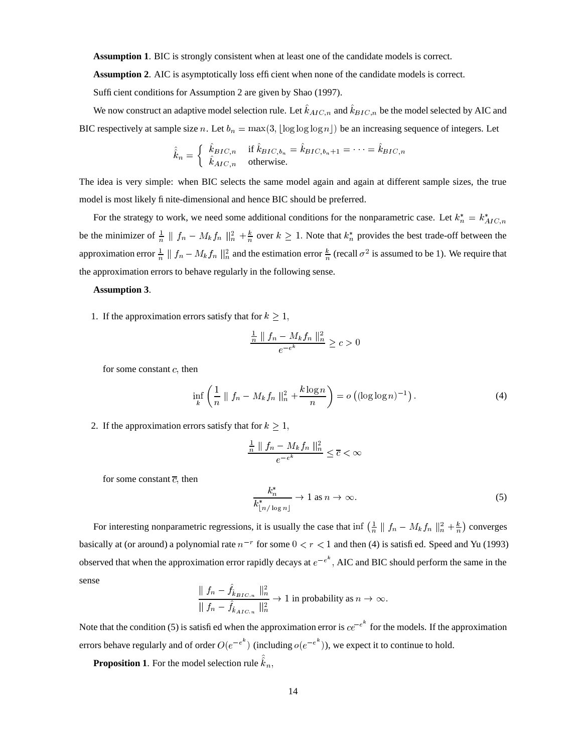**Assumption 1**. BIC is strongly consistent when at least one of the candidate models is correct.

**Assumption 2**. AIC is asymptotically loss efficient when none of the candidate models is correct.

Sufficient conditions for Assumption 2 are given by Shao (1997).

We now construct an adaptive model selection rule. Let $\hat{k}_{AIC,n}$ and $\hat{k}_{BIC,n}$ be the model selected by AIC and BIC respectively at sample size $n$. Let $b_n = \max(3, \lfloor \log\log\log n \rfloor)$ be an increasing sequence of integers. Let

$$\hat{\hat{k}}_n = \begin{cases} \hat{k}_{BIC,n} & \text{if } \hat{k}_{BIC,b_n} = \hat{k}_{BIC,b_n+1} = \cdots = \hat{k}_{BIC,n} \\ \hat{k}_{AIC,n} & \text{otherwise.} \end{cases}$$

The idea is very simple: when BIC selects the same model again and again at different sample sizes, the true model is most likely finite-dimensional and hence BIC should be preferred.

For the strategy to work, we need some additional conditions for the nonparametric case. Let $k_n^* = k_{AIC,n}^*$ be the minimizer of $\frac{1}{n} \parallel f_n - M_k f_n \parallel_n^2 + \frac{k}{n}$ over $k \geq 1$. Note that $k_n^*$ provides the best trade-off between the approximation error $\frac{1}{n} \parallel f_n - M_k f_n \parallel_n^2$ and the estimation error $\frac{k}{n}$ (recall $\sigma^2$ is assumed to be 1). We require that the approximation errors to behave regularly in the following sense.

**Assumption 3**.

1. If the approximation errors satisfy that for $k \geq 1$,

$$\frac{\frac{1}{n} \parallel f_n - M_k f_n \parallel_n^2}{e^{-e^k}} \geq c > 0$$

for some constant $c$, then

$$\inf_k \left( \frac{1}{n} \parallel f_n - M_k f_n \parallel_n^2 + \frac{k \log n}{n} \right) = o\left( (\log\log n)^{-1} \right). \tag{4}$$

2. If the approximation errors satisfy that for $k \geq 1$,

$$\frac{\frac{1}{n} \parallel f_n - M_k f_n \parallel_n^2}{e^{-e^k}} \leq \overline{c} < \infty$$

for some constant $\overline{c}$, then

$$\frac{k_n^*}{k^*_{\lfloor n/\log n \rfloor}} \to 1 \text{ as } n \to \infty. \tag{5}$$

For interesting nonparametric regressions, it is usually the case that $\inf \left( \frac{1}{n} \parallel f_n - M_k f_n \parallel_n^2 + \frac{k}{n} \right)$ converges basically at (or around) a polynomial rate $n^{-r}$ for some $0 < r < 1$ and then (4) is satisfied. Speed and Yu (1993) observed that when the approximation error rapidly decays at $e^{-e^k}$, AIC and BIC should perform the same in the sense

$$\frac{\parallel f_n - \hat{f}_{\hat{k}_{BIC,n}} \parallel_n^2}{\parallel f_n - \hat{f}_{\hat{k}_{AIC,n}} \parallel_n^2} \to 1 \text{ in probability as } n \to \infty.$$

Note that the condition (5) is satisfied when the approximation error is $ce^{-e^k}$ for the models. If the approximation errors behave regularly and of order $O(e^{-e^k})$ (including $o(e^{-e^k})$), we expect it to continue to hold.

**Proposition 1**. For the model selection rule $\hat{\hat{k}}_n$,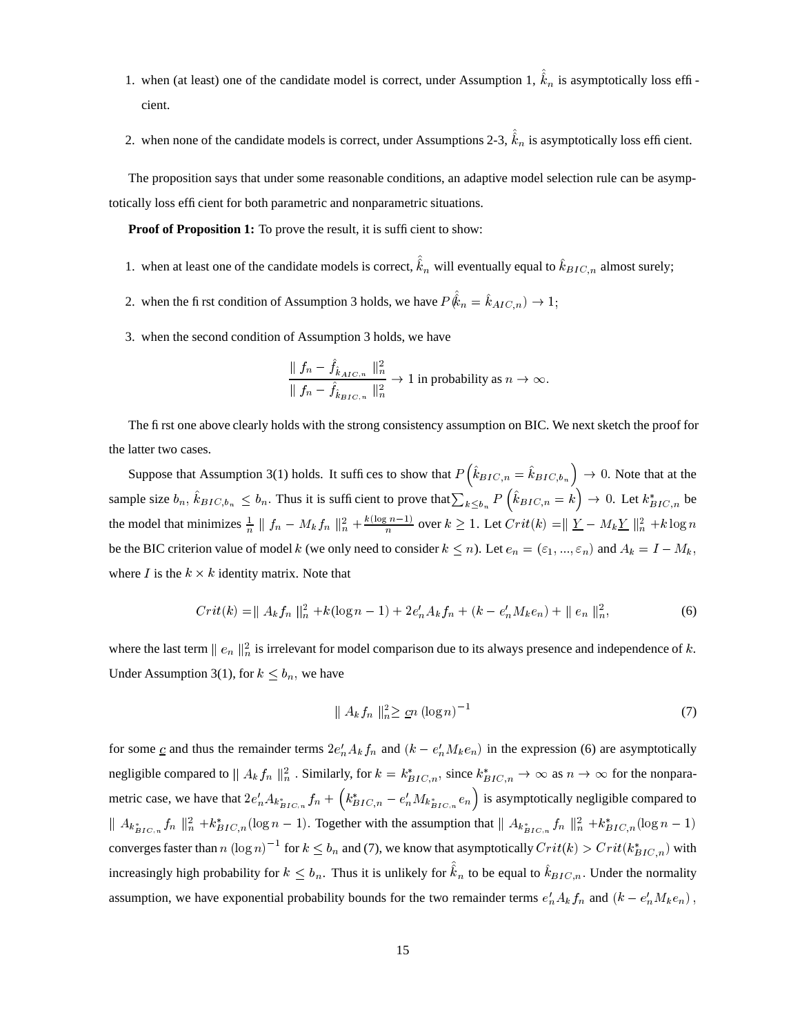1. when (at least) one of the candidate model is correct, under Assumption 1, $\hat{\hat{k}}_n$ is asymptotically loss efficient.

2. when none of the candidate models is correct, under Assumptions 2-3, $\hat{\hat{k}}_n$ is asymptotically loss efficient.

The proposition says that under some reasonable conditions, an adaptive model selection rule can be asymptotically loss efficient for both parametric and nonparametric situations.

**Proof of Proposition 1:** To prove the result, it is sufficient to show:

1. when at least one of the candidate models is correct, $\hat{\hat{k}}_n$ will eventually equal to $\hat{k}_{BIC,n}$ almost surely;

2. when the first condition of Assumption 3 holds, we have $P(\hat{\hat{k}}_n = \hat{k}_{AIC,n}) \to 1$;

3. when the second condition of Assumption 3 holds, we have

$$\frac{\| f_n - \hat{f}_{\hat{k}_{AIC,n}} \|_n^2}{\| f_n - \hat{f}_{\hat{k}_{BIC,n}} \|_n^2} \to 1 \text{ in probability as } n \to \infty.$$

The first one above clearly holds with the strong consistency assumption on BIC. We next sketch the proof for the latter two cases.

Suppose that Assumption 3(1) holds. It suffices to show that $P\left(\hat{k}_{BIC,n} = \hat{k}_{BIC,b_n}\right) \to 0$. Note that at the sample size $b_n$, $\hat{k}_{BIC,b_n} \leq b_n$. Thus it is sufficient to prove that $\sum_{k \leq b_n} P\left(\hat{k}_{BIC,n} = k\right) \to 0$. Let $k^*_{BIC,n}$ be the model that minimizes $\frac{1}{n} \| f_n - M_k f_n \|_n^2 + \frac{k(\log n - 1)}{n}$ over $k \geq 1$. Let $Crit(k) = \| \underline{Y} - M_k \underline{Y} \|_n^2 + k \log n$ be the BIC criterion value of model $k$ (we only need to consider $k \leq n$). Let $e_n = (\varepsilon_1, ..., \varepsilon_n)$ and $A_k = I - M_k$, where $I$ is the $k \times k$ identity matrix. Note that

$$Crit(k) = \| A_k f_n \|_n^2 + k(\log n - 1) + 2e_n' A_k f_n + (k - e_n' M_k e_n) + \| e_n \|_n^2, \tag{6}$$

where the last term $\| e_n \|_n^2$ is irrelevant for model comparison due to its always presence and independence of $k$. Under Assumption 3(1), for $k \leq b_n$, we have

$$\| A_k f_n \|_n^2 \geq \underline{c} n \left(\log n\right)^{-1} \tag{7}$$

for some $\underline{c}$ and thus the remainder terms $2e_n' A_k f_n$ and $(k - e_n' M_k e_n)$ in the expression (6) are asymptotically negligible compared to $\| A_k f_n \|_n^2$. Similarly, for $k = k^*_{BIC,n}$, since $k^*_{BIC,n} \to \infty$ as $n \to \infty$ for the nonparametric case, we have that $2e_n' A_{k^*_{BIC,n}} f_n + \left(k^*_{BIC,n} - e_n' M_{k^*_{BIC,n}} e_n\right)$ is asymptotically negligible compared to $\| A_{k^*_{BIC,n}} f_n \|_n^2 + k^*_{BIC,n}(\log n - 1)$. Together with the assumption that $\| A_{k^*_{BIC,n}} f_n \|_n^2 + k^*_{BIC,n}(\log n - 1)$ converges faster than $n \left(\log n\right)^{-1}$ for $k \leq b_n$ and (7), we know that asymptotically $Crit(k) > Crit(k^*_{BIC,n})$ with increasingly high probability for $k \leq b_n$. Thus it is unlikely for $\hat{\hat{k}}_n$ to be equal to $\hat{k}_{BIC,n}$. Under the normality assumption, we have exponential probability bounds for the two remainder terms $e_n' A_k f_n$ and $(k - e_n' M_k e_n)$,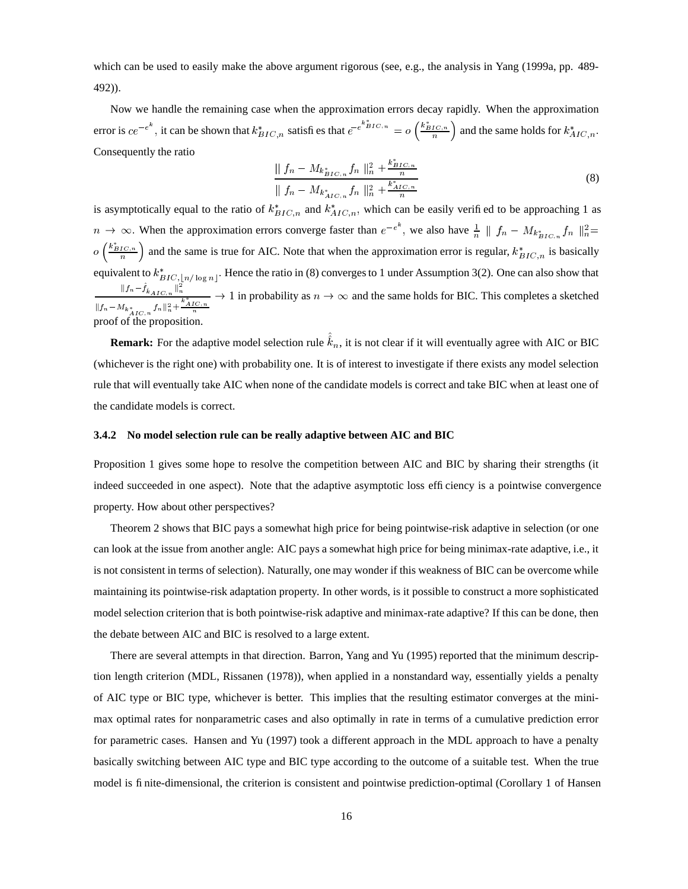which can be used to easily make the above argument rigorous (see, e.g., the analysis in Yang (1999a, pp. 489-492)).

Now we handle the remaining case when the approximation errors decay rapidly. When the approximation error is $ce^{-e^k}$, it can be shown that $k^*_{BIC,n}$ satisfies that $e^{-e^{k^*_{BIC,n}}} = o\left(\frac{k^*_{BIC,n}}{n}\right)$ and the same holds for $k^*_{AIC,n}$. Consequently the ratio

$$\frac{\| f_n - M_{k^*_{BIC,n}} f_n \|_n^2 + \frac{k^*_{BIC,n}}{n}}{\| f_n - M_{k^*_{AIC,n}} f_n \|_n^2 + \frac{k^*_{AIC,n}}{n}} \tag{8}$$

is asymptotically equal to the ratio of $k^*_{BIC,n}$ and $k^*_{AIC,n}$, which can be easily verified to be approaching 1 as $n \to \infty$. When the approximation errors converge faster than $e^{-e^k}$, we also have $\frac{1}{n} \| f_n - M_{k^*_{BIC,n}} f_n \|_n^2 = o\left(\frac{k^*_{BIC,n}}{n}\right)$ and the same is true for AIC. Note that when the approximation error is regular, $k^*_{BIC,n}$ is basically equivalent to $k^*_{BIC,\lfloor n/\log n \rfloor}$. Hence the ratio in (8) converges to 1 under Assumption 3(2). One can also show that $\frac{\|f_n - \hat{f}_{\hat{k}_{AIC,n}}\|_n^2}{\|f_n - M_{k^*_{AIC,n}} f_n\|_n^2 + \frac{k^*_{AIC,n}}{n}} \to 1$ in probability as $n \to \infty$ and the same holds for BIC. This completes a sketched proof of the proposition.

**Remark:** For the adaptive model selection rule $\hat{\hat{k}}_n$, it is not clear if it will eventually agree with AIC or BIC (whichever is the right one) with probability one. It is of interest to investigate if there exists any model selection rule that will eventually take AIC when none of the candidate models is correct and take BIC when at least one of the candidate models is correct.

### 3.4.2 No model selection rule can be really adaptive between AIC and BIC

Proposition 1 gives some hope to resolve the competition between AIC and BIC by sharing their strengths (it indeed succeeded in one aspect). Note that the adaptive asymptotic loss efficiency is a pointwise convergence property. How about other perspectives?

Theorem 2 shows that BIC pays a somewhat high price for being pointwise-risk adaptive in selection (or one can look at the issue from another angle: AIC pays a somewhat high price for being minimax-rate adaptive, i.e., it is not consistent in terms of selection). Naturally, one may wonder if this weakness of BIC can be overcome while maintaining its pointwise-risk adaptation property. In other words, is it possible to construct a more sophisticated model selection criterion that is both pointwise-risk adaptive and minimax-rate adaptive? If this can be done, then the debate between AIC and BIC is resolved to a large extent.

There are several attempts in that direction. Barron, Yang and Yu (1995) reported that the minimum description length criterion (MDL, Rissanen (1978)), when applied in a nonstandard way, essentially yields a penalty of AIC type or BIC type, whichever is better. This implies that the resulting estimator converges at the minimax optimal rates for nonparametric cases and also optimally in rate in terms of a cumulative prediction error for parametric cases. Hansen and Yu (1997) took a different approach in the MDL approach to have a penalty basically switching between AIC type and BIC type according to the outcome of a suitable test. When the true model is finite-dimensional, the criterion is consistent and pointwise prediction-optimal (Corollary 1 of Hansen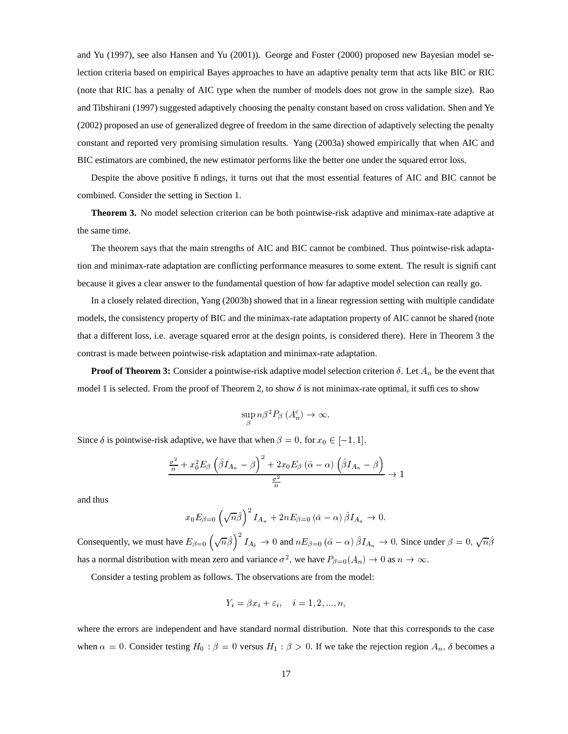and Yu (1997), see also Hansen and Yu (2001)). George and Foster (2000) proposed new Bayesian model selection criteria based on empirical Bayes approaches to have an adaptive penalty term that acts like BIC or RIC (note that RIC has a penalty of AIC type when the number of models does not grow in the sample size). Rao and Tibshirani (1997) suggested adaptively choosing the penalty constant based on cross validation. Shen and Ye (2002) proposed an use of generalized degree of freedom in the same direction of adaptively selecting the penalty constant and reported very promising simulation results. Yang (2003a) showed empirically that when AIC and BIC estimators are combined, the new estimator performs like the better one under the squared error loss.

Despite the above positive findings, it turns out that the most essential features of AIC and BIC cannot be combined. Consider the setting in Section 1.

**Theorem 3.** No model selection criterion can be both pointwise-risk adaptive and minimax-rate adaptive at the same time.

The theorem says that the main strengths of AIC and BIC cannot be combined. Thus pointwise-risk adaptation and minimax-rate adaptation are conflicting performance measures to some extent. The result is significant because it gives a clear answer to the fundamental question of how far adaptive model selection can really go.

In a closely related direction, Yang (2003b) showed that in a linear regression setting with multiple candidate models, the consistency property of BIC and the minimax-rate adaptation property of AIC cannot be shared (note that a different loss, i.e. average squared error at the design points, is considered there). Here in Theorem 3 the contrast is made between pointwise-risk adaptation and minimax-rate adaptation.

**Proof of Theorem 3:** Consider a pointwise-risk adaptive model selection criterion $\delta$. Let $A_n$ be the event that model 1 is selected. From the proof of Theorem 2, to show $\delta$ is not minimax-rate optimal, it suffices to show

$$\sup_{\beta} n\beta^2 P_\beta \left(A_n^c\right) \to \infty.$$

Since $\delta$ is pointwise-risk adaptive, we have that when $\beta = 0$, for $x_0 \in [-1, 1]$,

$$\frac{\frac{\sigma^2}{n} + x_0^2 E_\beta \left(\hat{\beta} I_{A_n} - \beta\right)^2 + 2x_0 E_\beta \left(\hat{\alpha} - \alpha\right)\left(\hat{\beta} I_{A_n} - \beta\right)}{\frac{\sigma^2}{n}} \to 1$$

and thus

$$x_0 E_{\beta=0} \left(\sqrt{n}\hat{\beta}\right)^2 I_{A_n} + 2n E_{\beta=0} \left(\hat{\alpha} - \alpha\right) \hat{\beta} I_{A_n} \to 0.$$

Consequently, we must have $E_{\beta=0} \left(\sqrt{n}\hat{\beta}\right)^2 I_{A_\delta} \to 0$ and $n E_{\beta=0} \left(\hat{\alpha} - \alpha\right) \hat{\beta} I_{A_n} \to 0$. Since under $\beta = 0$, $\sqrt{n}\hat{\beta}$ has a normal distribution with mean zero and variance $\sigma^2$, we have $P_{\beta=0}(A_n) \to 0$ as $n \to \infty$.

Consider a testing problem as follows. The observations are from the model:

$$Y_i = \beta x_i + \varepsilon_i, \quad i = 1, 2, ..., n,$$

where the errors are independent and have standard normal distribution. Note that this corresponds to the case when $\alpha = 0$. Consider testing $H_0 : \beta = 0$ versus $H_1 : \beta > 0$. If we take the rejection region $A_n$, $\delta$ becomes a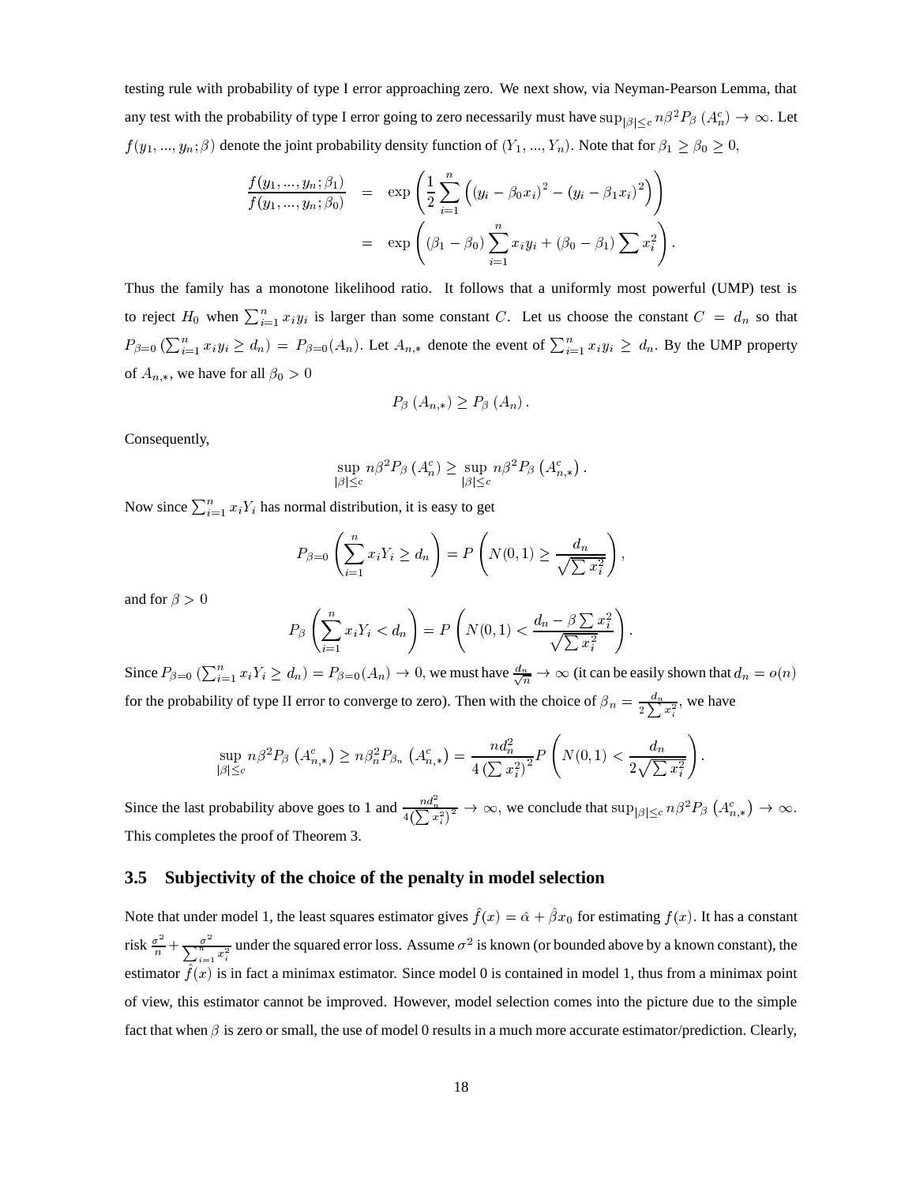testing rule with probability of type I error approaching zero. We next show, via Neyman-Pearson Lemma, that any test with the probability of type I error going to zero necessarily must have $\sup_{|\beta|\le c} n\beta^2 P_\beta\left(A_n^c\right) \to \infty$. Let $f(y_1, ..., y_n; \beta)$ denote the joint probability density function of $(Y_1, ..., Y_n)$. Note that for $\beta_1 \ge \beta_0 \ge 0$,

$$
\begin{aligned}
\frac{f(y_1, ..., y_n; \beta_1)}{f(y_1, ..., y_n; \beta_0)} &= \exp\left(\frac{1}{2}\sum_{i=1}^n \left(\left(y_i - \beta_0 x_i\right)^2 - \left(y_i - \beta_1 x_i\right)^2\right)\right) \\
&= \exp\left(\left(\beta_1 - \beta_0\right)\sum_{i=1}^n x_i y_i + \left(\beta_0 - \beta_1\right)\sum x_i^2\right).
\end{aligned}
$$

Thus the family has a monotone likelihood ratio. It follows that a uniformly most powerful (UMP) test is to reject $H_0$ when $\sum_{i=1}^n x_i y_i$ is larger than some constant $C$. Let us choose the constant $C = d_n$ so that $P_{\beta=0}\left(\sum_{i=1}^n x_i y_i \ge d_n\right) = P_{\beta=0}(A_n)$. Let $A_{n,*}$ denote the event of $\sum_{i=1}^n x_i y_i \ge d_n$. By the UMP property of $A_{n,*}$, we have for all $\beta_0 > 0$

$$
P_\beta\left(A_{n,*}\right) \ge P_\beta\left(A_n\right).
$$

Consequently,

$$
\sup_{|\beta|\le c} n\beta^2 P_\beta\left(A_n^c\right) \ge \sup_{|\beta|\le c} n\beta^2 P_\beta\left(A_{n,*}^c\right).
$$

Now since $\sum_{i=1}^n x_i Y_i$ has normal distribution, it is easy to get

$$
P_{\beta=0}\left(\sum_{i=1}^n x_i Y_i \ge d_n\right) = P\left(N(0,1) \ge \frac{d_n}{\sqrt{\sum x_i^2}}\right),
$$

and for $\beta > 0$

$$
P_\beta\left(\sum_{i=1}^n x_i Y_i < d_n\right) = P\left(N(0,1) < \frac{d_n - \beta\sum x_i^2}{\sqrt{\sum x_i^2}}\right).
$$

Since $P_{\beta=0}\left(\sum_{i=1}^n x_i Y_i \ge d_n\right) = P_{\beta=0}(A_n) \to 0$, we must have $\frac{d_n}{\sqrt{n}} \to \infty$ (it can be easily shown that $d_n = o(n)$ for the probability of type II error to converge to zero). Then with the choice of $\beta_n = \frac{d_n}{2\sum x_i^2}$, we have

$$
\sup_{|\beta|\le c} n\beta^2 P_\beta\left(A_{n,*}^c\right) \ge n\beta_n^2 P_{\beta_n}\left(A_{n,*}^c\right) = \frac{n d_n^2}{4\left(\sum x_i^2\right)^2} P\left(N(0,1) < \frac{d_n}{2\sqrt{\sum x_i^2}}\right).
$$

Since the last probability above goes to 1 and $\frac{n d_n^2}{4\left(\sum x_i^2\right)^2} \to \infty$, we conclude that $\sup_{|\beta|\le c} n\beta^2 P_\beta\left(A_{n,*}^c\right) \to \infty$. This completes the proof of Theorem 3.

### 3.5 Subjectivity of the choice of the penalty in model selection

Note that under model 1, the least squares estimator gives $\hat{f}(x) = \hat{\alpha} + \hat{\beta} x_0$ for estimating $f(x)$. It has a constant risk $\frac{\sigma^2}{n} + \frac{\sigma^2}{\sum_{i=1}^n x_i^2}$ under the squared error loss. Assume $\sigma^2$ is known (or bounded above by a known constant), the estimator $\hat{f}(x)$ is in fact a minimax estimator. Since model 0 is contained in model 1, thus from a minimax point of view, this estimator cannot be improved. However, model selection comes into the picture due to the simple fact that when $\beta$ is zero or small, the use of model 0 results in a much more accurate estimator/prediction. Clearly,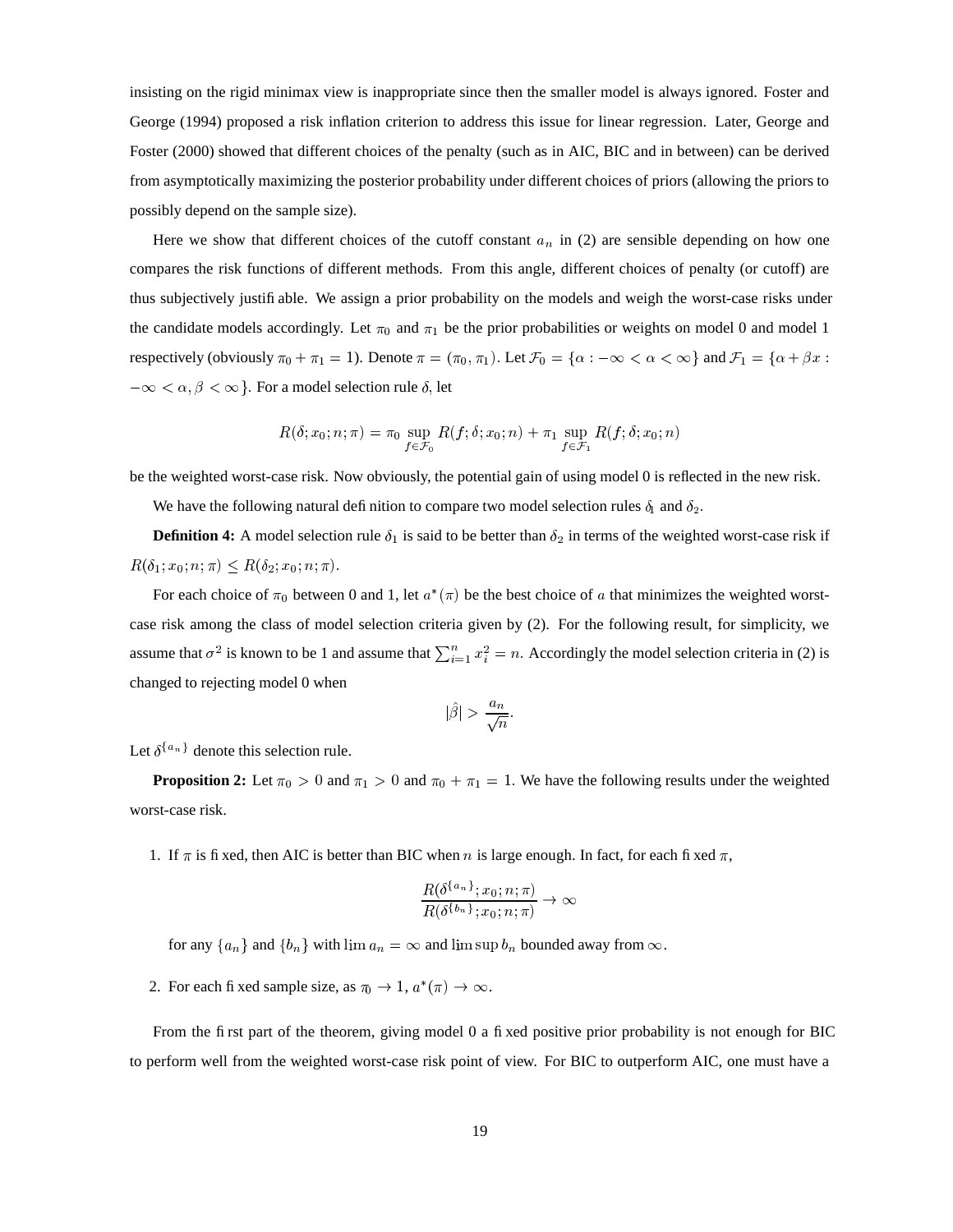insisting on the rigid minimax view is inappropriate since then the smaller model is always ignored. Foster and George (1994) proposed a risk inflation criterion to address this issue for linear regression. Later, George and Foster (2000) showed that different choices of the penalty (such as in AIC, BIC and in between) can be derived from asymptotically maximizing the posterior probability under different choices of priors (allowing the priors to possibly depend on the sample size).

Here we show that different choices of the cutoff constant $a_n$ in (2) are sensible depending on how one compares the risk functions of different methods. From this angle, different choices of penalty (or cutoff) are thus subjectively justifiable. We assign a prior probability on the models and weigh the worst-case risks under the candidate models accordingly. Let $\pi_0$ and $\pi_1$ be the prior probabilities or weights on model 0 and model 1 respectively (obviously $\pi_0 + \pi_1 = 1$). Denote $\pi = (\pi_0, \pi_1)$. Let $\mathcal{F}_0 = \{\alpha : -\infty < \alpha < \infty\}$ and $\mathcal{F}_1 = \{\alpha + \beta x : -\infty < \alpha, \beta < \infty\}$. For a model selection rule $\delta$, let

$$R(\delta; x_0; n; \pi) = \pi_0 \sup_{f \in \mathcal{F}_0} R(f; \delta; x_0; n) + \pi_1 \sup_{f \in \mathcal{F}_1} R(f; \delta; x_0; n)$$

be the weighted worst-case risk. Now obviously, the potential gain of using model 0 is reflected in the new risk.

We have the following natural definition to compare two model selection rules $\delta_1$ and $\delta_2$.

**Definition 4:** A model selection rule $\delta_1$ is said to be better than $\delta_2$ in terms of the weighted worst-case risk if $R(\delta_1; x_0; n; \pi) \leq R(\delta_2; x_0; n; \pi)$.

For each choice of $\pi_0$ between 0 and 1, let $a^*(\pi)$ be the best choice of $a$ that minimizes the weighted worst-case risk among the class of model selection criteria given by (2). For the following result, for simplicity, we assume that $\sigma^2$ is known to be 1 and assume that $\sum_{i=1}^n x_i^2 = n$. Accordingly the model selection criteria in (2) is changed to rejecting model 0 when

$$|\hat{\beta}| > \frac{a_n}{\sqrt{n}}.$$

Let $\delta^{\{a_n\}}$ denote this selection rule.

**Proposition 2:** Let $\pi_0 > 0$ and $\pi_1 > 0$ and $\pi_0 + \pi_1 = 1$. We have the following results under the weighted worst-case risk.

1. If $\pi$ is fixed, then AIC is better than BIC when $n$ is large enough. In fact, for each fixed $\pi$,

   $$\frac{R(\delta^{\{a_n\}}; x_0; n; \pi)}{R(\delta^{\{b_n\}}; x_0; n; \pi)} \to \infty$$

   for any $\{a_n\}$ and $\{b_n\}$ with $\lim a_n = \infty$ and $\limsup b_n$ bounded away from $\infty$.

2. For each fixed sample size, as $\pi_0 \to 1$, $a^*(\pi) \to \infty$.

From the first part of the theorem, giving model 0 a fixed positive prior probability is not enough for BIC to perform well from the weighted worst-case risk point of view. For BIC to outperform AIC, one must have a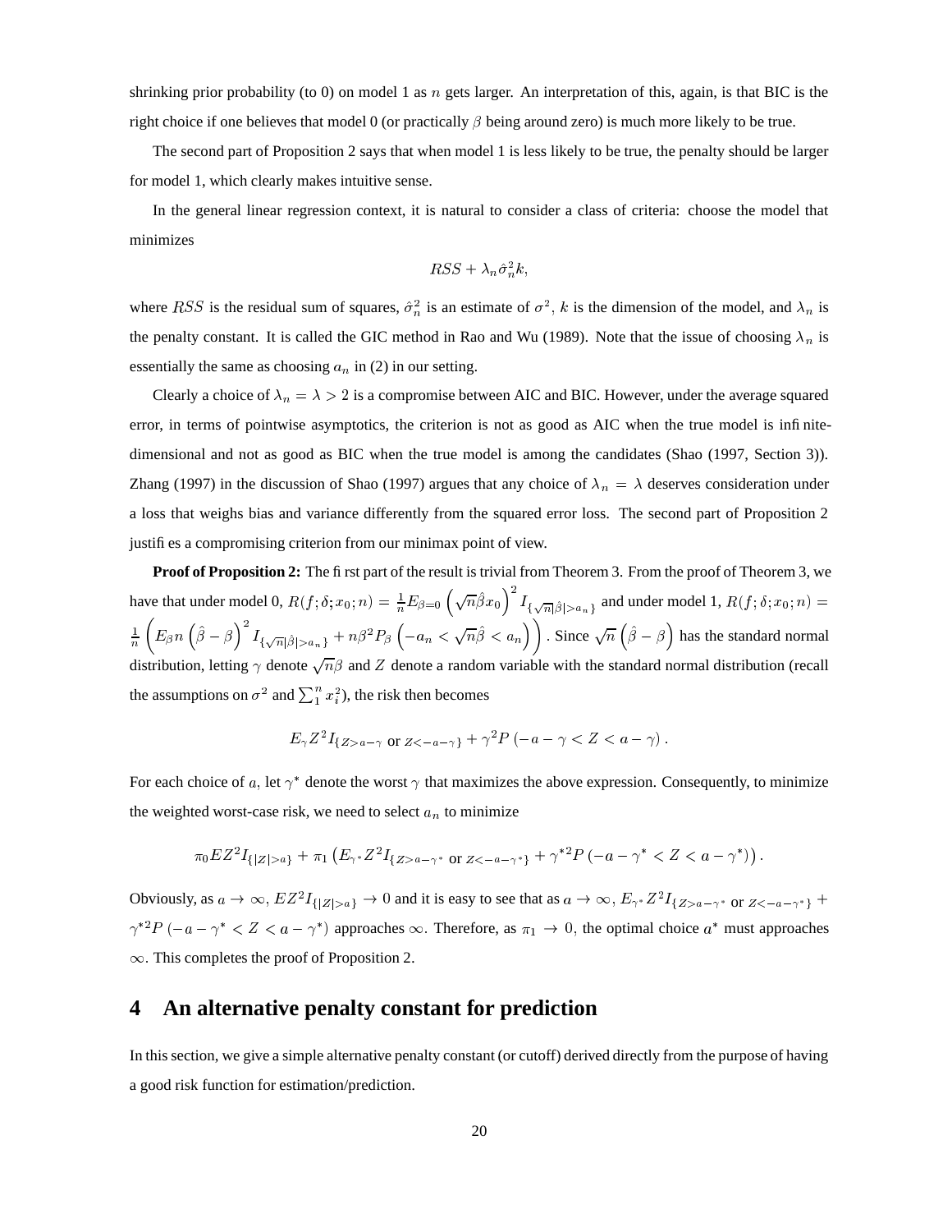shrinking prior probability (to 0) on model 1 as $n$ gets larger. An interpretation of this, again, is that BIC is the right choice if one believes that model 0 (or practically $\beta$ being around zero) is much more likely to be true.

The second part of Proposition 2 says that when model 1 is less likely to be true, the penalty should be larger for model 1, which clearly makes intuitive sense.

In the general linear regression context, it is natural to consider a class of criteria: choose the model that minimizes

$$RSS + \lambda_n \hat{\sigma}_n^2 k,$$

where $RSS$ is the residual sum of squares, $\hat{\sigma}_n^2$ is an estimate of $\sigma^2$, $k$ is the dimension of the model, and $\lambda_n$ is the penalty constant. It is called the GIC method in Rao and Wu (1989). Note that the issue of choosing $\lambda_n$ is essentially the same as choosing $a_n$ in (2) in our setting.

Clearly a choice of $\lambda_n = \lambda > 2$ is a compromise between AIC and BIC. However, under the average squared error, in terms of pointwise asymptotics, the criterion is not as good as AIC when the true model is infinite-dimensional and not as good as BIC when the true model is among the candidates (Shao (1997, Section 3)). Zhang (1997) in the discussion of Shao (1997) argues that any choice of $\lambda_n = \lambda$ deserves consideration under a loss that weighs bias and variance differently from the squared error loss. The second part of Proposition 2 justifies a compromising criterion from our minimax point of view.

**Proof of Proposition 2:** The first part of the result is trivial from Theorem 3. From the proof of Theorem 3, we have that under model 0, $R(f;\delta;x_0;n) = \frac{1}{n}E_{\beta=0}\left(\sqrt{n}\hat{\beta}x_0\right)^2 I_{\{\sqrt{n}|\hat{\beta}|>a_n\}}$ and under model 1, $R(f;\delta;x_0;n) = \frac{1}{n}\left(E_\beta n\left(\hat{\beta}-\beta\right)^2 I_{\{\sqrt{n}|\hat{\beta}|>a_n\}} + n\beta^2 P_\beta\left(-a_n < \sqrt{n}\hat{\beta} < a_n\right)\right)$. Since $\sqrt{n}\left(\hat{\beta}-\beta\right)$ has the standard normal distribution, letting $\gamma$ denote $\sqrt{n}\beta$ and $Z$ denote a random variable with the standard normal distribution (recall the assumptions on $\sigma^2$ and $\sum_1^n x_i^2$), the risk then becomes

$$E_\gamma Z^2 I_{\{Z>a-\gamma \text{ or } Z<-a-\gamma\}} + \gamma^2 P\left(-a-\gamma < Z < a-\gamma\right).$$

For each choice of $a$, let $\gamma^*$ denote the worst $\gamma$ that maximizes the above expression. Consequently, to minimize the weighted worst-case risk, we need to select $a_n$ to minimize

$$\pi_0 E Z^2 I_{\{|Z|>a\}} + \pi_1\left(E_{\gamma^*} Z^2 I_{\{Z>a-\gamma^* \text{ or } Z<-a-\gamma^*\}} + \gamma^{*2} P\left(-a-\gamma^* < Z < a-\gamma^*\right)\right).$$

Obviously, as $a \to \infty$, $EZ^2 I_{\{|Z|>a\}} \to 0$ and it is easy to see that as $a \to \infty$, $E_{\gamma^*} Z^2 I_{\{Z>a-\gamma^* \text{ or } Z<-a-\gamma^*\}} + \gamma^{*2} P\left(-a-\gamma^* < Z < a-\gamma^*\right)$ approaches $\infty$. Therefore, as $\pi_1 \to 0$, the optimal choice $a^*$ must approaches $\infty$. This completes the proof of Proposition 2.

## 4 An alternative penalty constant for prediction

In this section, we give a simple alternative penalty constant (or cutoff) derived directly from the purpose of having a good risk function for estimation/prediction.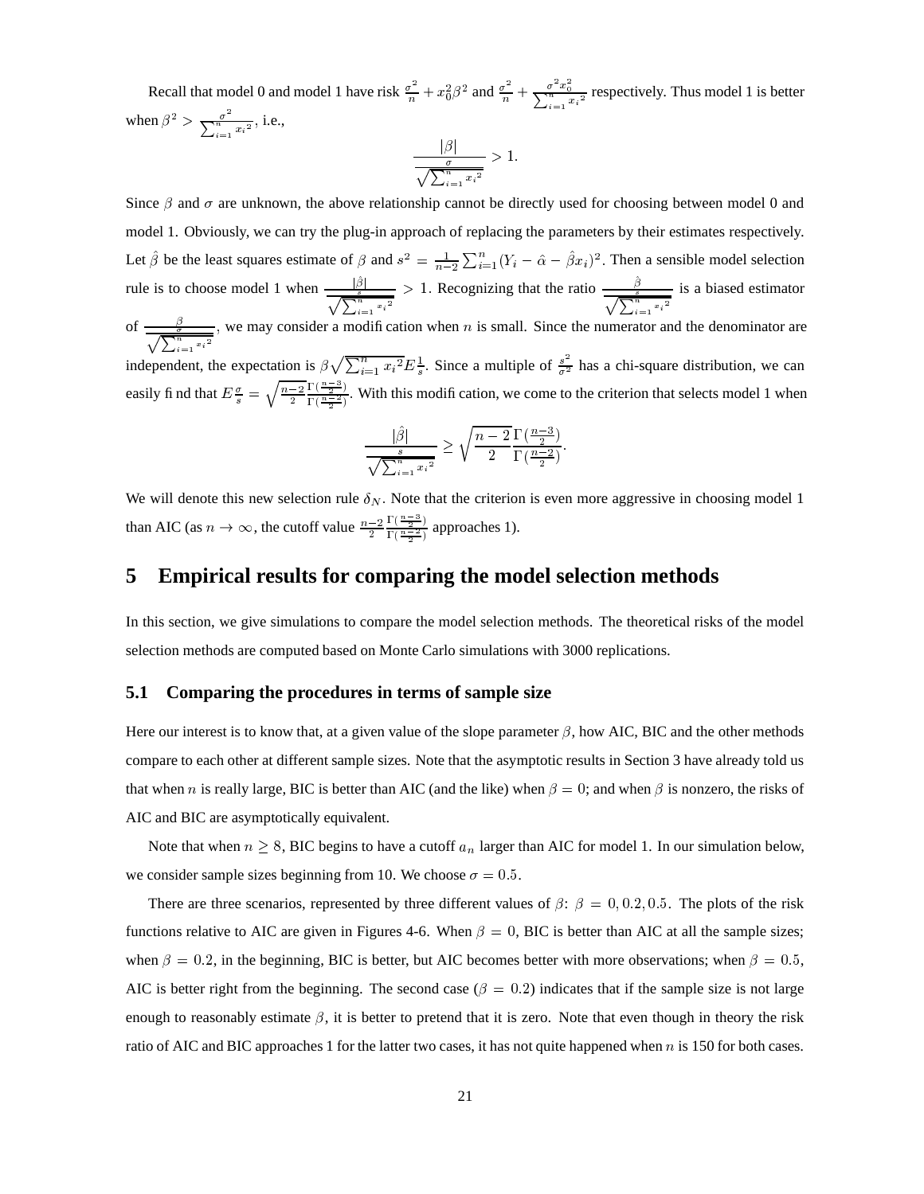Recall that model 0 and model 1 have risk $\frac{\sigma^2}{n} + x_0^2\beta^2$ and $\frac{\sigma^2}{n} + \frac{\sigma^2 x_0^2}{\sum_{i=1}^n x_i{}^2}$ respectively. Thus model 1 is better when $\beta^2 > \frac{\sigma^2}{\sum_{i=1}^n x_i{}^2}$, i.e.,

$$\frac{|\beta|}{\frac{\sigma}{\sqrt{\sum_{i=1}^n x_i{}^2}}} > 1.$$

Since $\beta$ and $\sigma$ are unknown, the above relationship cannot be directly used for choosing between model 0 and model 1. Obviously, we can try the plug-in approach of replacing the parameters by their estimates respectively. Let $\hat{\beta}$ be the least squares estimate of $\beta$ and $s^2 = \frac{1}{n-2}\sum_{i=1}^n (Y_i - \hat{\alpha} - \hat{\beta}x_i)^2$. Then a sensible model selection rule is to choose model 1 when $\frac{|\hat{\beta}|}{\frac{s}{\sqrt{\sum_{i=1}^n x_i{}^2}}} > 1$. Recognizing that the ratio $\frac{\hat{\beta}}{\frac{s}{\sqrt{\sum_{i=1}^n x_i{}^2}}}$ is a biased estimator of $\frac{\beta}{\frac{\sigma}{\sqrt{\sum_{i=1}^n x_i{}^2}}}$, we may consider a modification when $n$ is small. Since the numerator and the denominator are independent, the expectation is $\beta\sqrt{\sum_{i=1}^n x_i{}^2}E\frac{1}{s}$. Since a multiple of $\frac{s^2}{\sigma^2}$ has a chi-square distribution, we can easily find that $E\frac{\sigma}{s} = \sqrt{\frac{n-2}{2}}\frac{\Gamma(\frac{n-3}{2})}{\Gamma(\frac{n-2}{2})}$. With this modification, we come to the criterion that selects model 1 when

$$\frac{|\hat{\beta}|}{\frac{s}{\sqrt{\sum_{i=1}^n x_i{}^2}}} \geq \sqrt{\frac{n-2}{2}}\frac{\Gamma(\frac{n-3}{2})}{\Gamma(\frac{n-2}{2})}.$$

We will denote this new selection rule $\delta_N$. Note that the criterion is even more aggressive in choosing model 1 than AIC (as $n \to \infty$, the cutoff value $\frac{n-2}{2}\frac{\Gamma(\frac{n-3}{2})}{\Gamma(\frac{n-2}{2})}$ approaches 1).

# 5 Empirical results for comparing the model selection methods

In this section, we give simulations to compare the model selection methods. The theoretical risks of the model selection methods are computed based on Monte Carlo simulations with 3000 replications.

## 5.1 Comparing the procedures in terms of sample size

Here our interest is to know that, at a given value of the slope parameter $\beta$, how AIC, BIC and the other methods compare to each other at different sample sizes. Note that the asymptotic results in Section 3 have already told us that when $n$ is really large, BIC is better than AIC (and the like) when $\beta = 0$; and when $\beta$ is nonzero, the risks of AIC and BIC are asymptotically equivalent.

Note that when $n \geq 8$, BIC begins to have a cutoff $a_n$ larger than AIC for model 1. In our simulation below, we consider sample sizes beginning from 10. We choose $\sigma = 0.5$.

There are three scenarios, represented by three different values of $\beta$: $\beta = 0, 0.2, 0.5$. The plots of the risk functions relative to AIC are given in Figures 4-6. When $\beta = 0$, BIC is better than AIC at all the sample sizes; when $\beta = 0.2$, in the beginning, BIC is better, but AIC becomes better with more observations; when $\beta = 0.5$, AIC is better right from the beginning. The second case ($\beta = 0.2$) indicates that if the sample size is not large enough to reasonably estimate $\beta$, it is better to pretend that it is zero. Note that even though in theory the risk ratio of AIC and BIC approaches 1 for the latter two cases, it has not quite happened when $n$ is 150 for both cases.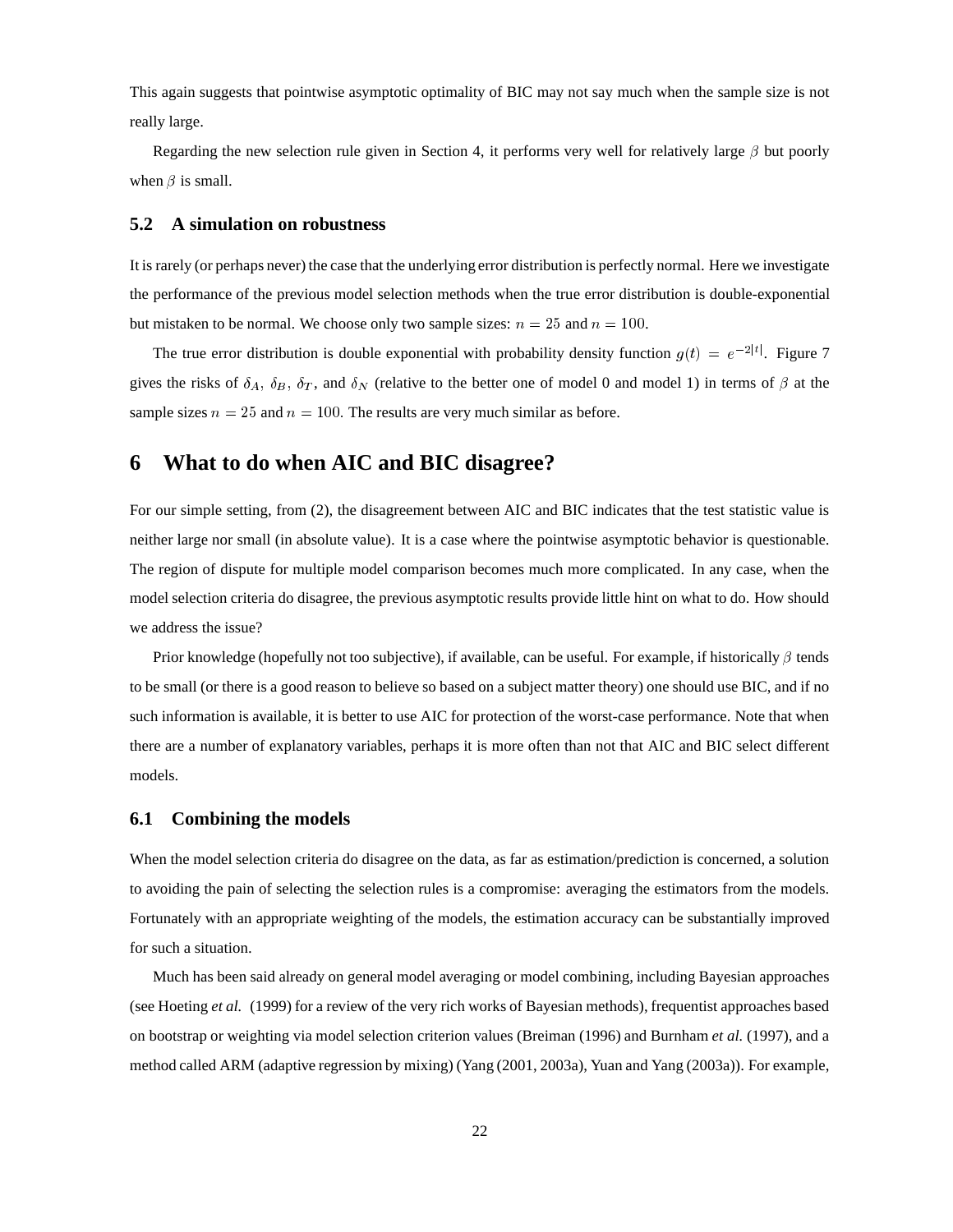This again suggests that pointwise asymptotic optimality of BIC may not say much when the sample size is not really large.

Regarding the new selection rule given in Section 4, it performs very well for relatively large $\beta$ but poorly when $\beta$ is small.

### 5.2 A simulation on robustness

It is rarely (or perhaps never) the case that the underlying error distribution is perfectly normal. Here we investigate the performance of the previous model selection methods when the true error distribution is double-exponential but mistaken to be normal. We choose only two sample sizes: $n = 25$ and $n = 100$.

The true error distribution is double exponential with probability density function $g(t) = e^{-2|t|}$. Figure 7 gives the risks of $\delta_A$, $\delta_B$, $\delta_T$, and $\delta_N$ (relative to the better one of model 0 and model 1) in terms of $\beta$ at the sample sizes $n = 25$ and $n = 100$. The results are very much similar as before.

## 6 What to do when AIC and BIC disagree?

For our simple setting, from (2), the disagreement between AIC and BIC indicates that the test statistic value is neither large nor small (in absolute value). It is a case where the pointwise asymptotic behavior is questionable. The region of dispute for multiple model comparison becomes much more complicated. In any case, when the model selection criteria do disagree, the previous asymptotic results provide little hint on what to do. How should we address the issue?

Prior knowledge (hopefully not too subjective), if available, can be useful. For example, if historically $\beta$ tends to be small (or there is a good reason to believe so based on a subject matter theory) one should use BIC, and if no such information is available, it is better to use AIC for protection of the worst-case performance. Note that when there are a number of explanatory variables, perhaps it is more often than not that AIC and BIC select different models.

### 6.1 Combining the models

When the model selection criteria do disagree on the data, as far as estimation/prediction is concerned, a solution to avoiding the pain of selecting the selection rules is a compromise: averaging the estimators from the models. Fortunately with an appropriate weighting of the models, the estimation accuracy can be substantially improved for such a situation.

Much has been said already on general model averaging or model combining, including Bayesian approaches (see Hoeting *et al.* (1999) for a review of the very rich works of Bayesian methods), frequentist approaches based on bootstrap or weighting via model selection criterion values (Breiman (1996) and Burnham *et al.* (1997), and a method called ARM (adaptive regression by mixing) (Yang (2001, 2003a), Yuan and Yang (2003a)). For example,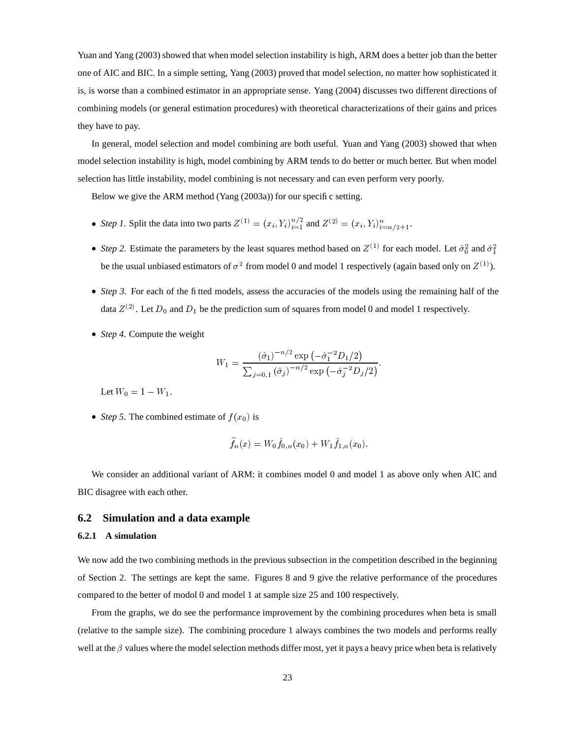Yuan and Yang (2003) showed that when model selection instability is high, ARM does a better job than the better one of AIC and BIC. In a simple setting, Yang (2003) proved that model selection, no matter how sophisticated it is, is worse than a combined estimator in an appropriate sense. Yang (2004) discusses two different directions of combining models (or general estimation procedures) with theoretical characterizations of their gains and prices they have to pay.

In general, model selection and model combining are both useful. Yuan and Yang (2003) showed that when model selection instability is high, model combining by ARM tends to do better or much better. But when model selection has little instability, model combining is not necessary and can even perform very poorly.

Below we give the ARM method (Yang (2003a)) for our specific setting.

- *Step 1.* Split the data into two parts $Z^{(1)} = (x_i, Y_i)_{i=1}^{n/2}$ and $Z^{(2)} = (x_i, Y_i)_{i=n/2+1}^{n}$.
- *Step 2.* Estimate the parameters by the least squares method based on $Z^{(1)}$ for each model. Let $\hat{\sigma}_0^2$ and $\hat{\sigma}_1^2$ be the usual unbiased estimators of $\sigma^2$ from model 0 and model 1 respectively (again based only on $Z^{(1)}$).
- *Step 3.* For each of the fitted models, assess the accuracies of the models using the remaining half of the data $Z^{(2)}$. Let $D_0$ and $D_1$ be the prediction sum of squares from model 0 and model 1 respectively.
- *Step 4.* Compute the weight

$$W_1 = \frac{(\hat{\sigma}_1)^{-n/2} \exp\left(-\hat{\sigma}_1^{-2} D_1/2\right)}{\sum_{j=0,1} (\hat{\sigma}_j)^{-n/2} \exp\left(-\hat{\sigma}_j^{-2} D_j/2\right)}.$$

  Let $W_0 = 1 - W_1$.

- *Step 5.* The combined estimate of $f(x_0)$ is

$$\widetilde{f}_n(x) = W_0 \hat{f}_{0,n}(x_0) + W_1 \hat{f}_{1,n}(x_0).$$

We consider an additional variant of ARM: it combines model 0 and model 1 as above only when AIC and BIC disagree with each other.

## 6.2 Simulation and a data example

### 6.2.1 A simulation

We now add the two combining methods in the previous subsection in the competition described in the beginning of Section 2. The settings are kept the same. Figures 8 and 9 give the relative performance of the procedures compared to the better of modol 0 and model 1 at sample size 25 and 100 respectively.

From the graphs, we do see the performance improvement by the combining procedures when beta is small (relative to the sample size). The combining procedure 1 always combines the two models and performs really well at the $\beta$ values where the model selection methods differ most, yet it pays a heavy price when beta is relatively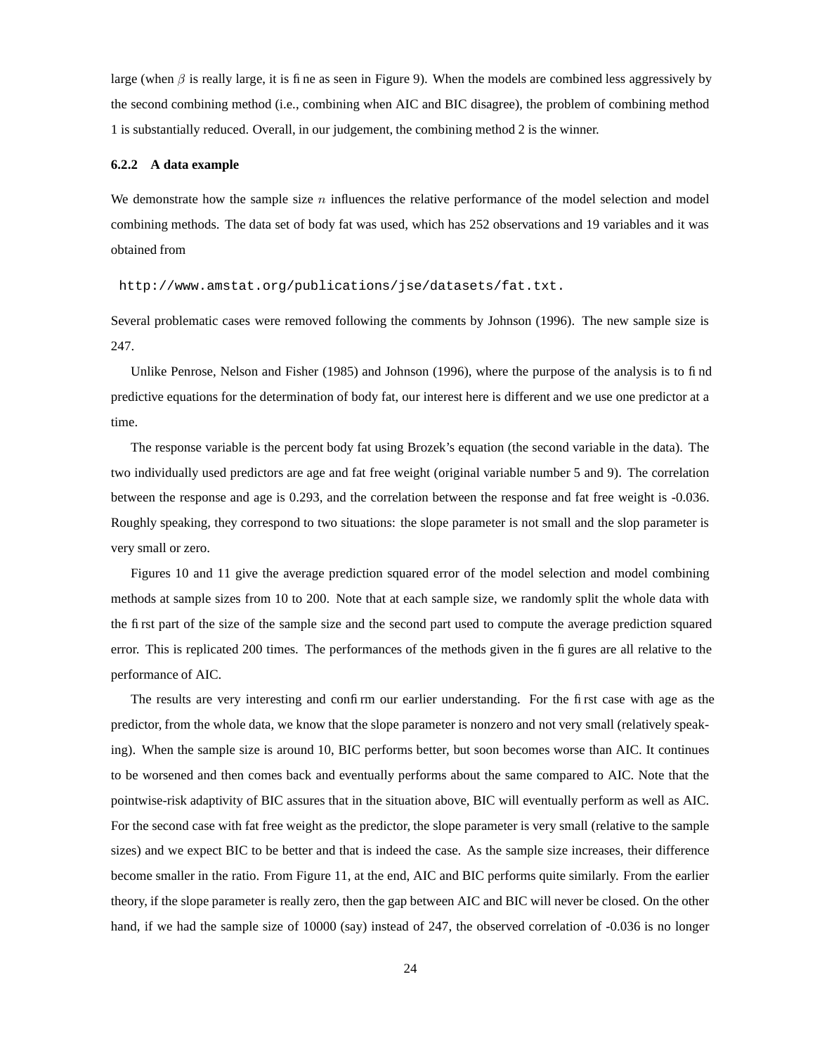large (when $\beta$ is really large, it is fine as seen in Figure 9). When the models are combined less aggressively by the second combining method (i.e., combining when AIC and BIC disagree), the problem of combining method 1 is substantially reduced. Overall, in our judgement, the combining method 2 is the winner.

#### 6.2.2 A data example

We demonstrate how the sample size $n$ influences the relative performance of the model selection and model combining methods. The data set of body fat was used, which has 252 observations and 19 variables and it was obtained from

```
http://www.amstat.org/publications/jse/datasets/fat.txt.
```

Several problematic cases were removed following the comments by Johnson (1996). The new sample size is 247.

Unlike Penrose, Nelson and Fisher (1985) and Johnson (1996), where the purpose of the analysis is to find predictive equations for the determination of body fat, our interest here is different and we use one predictor at a time.

The response variable is the percent body fat using Brozek's equation (the second variable in the data). The two individually used predictors are age and fat free weight (original variable number 5 and 9). The correlation between the response and age is 0.293, and the correlation between the response and fat free weight is -0.036. Roughly speaking, they correspond to two situations: the slope parameter is not small and the slop parameter is very small or zero.

Figures 10 and 11 give the average prediction squared error of the model selection and model combining methods at sample sizes from 10 to 200. Note that at each sample size, we randomly split the whole data with the first part of the size of the sample size and the second part used to compute the average prediction squared error. This is replicated 200 times. The performances of the methods given in the figures are all relative to the performance of AIC.

The results are very interesting and confirm our earlier understanding. For the first case with age as the predictor, from the whole data, we know that the slope parameter is nonzero and not very small (relatively speaking). When the sample size is around 10, BIC performs better, but soon becomes worse than AIC. It continues to be worsened and then comes back and eventually performs about the same compared to AIC. Note that the pointwise-risk adaptivity of BIC assures that in the situation above, BIC will eventually perform as well as AIC. For the second case with fat free weight as the predictor, the slope parameter is very small (relative to the sample sizes) and we expect BIC to be better and that is indeed the case. As the sample size increases, their difference become smaller in the ratio. From Figure 11, at the end, AIC and BIC performs quite similarly. From the earlier theory, if the slope parameter is really zero, then the gap between AIC and BIC will never be closed. On the other hand, if we had the sample size of 10000 (say) instead of 247, the observed correlation of -0.036 is no longer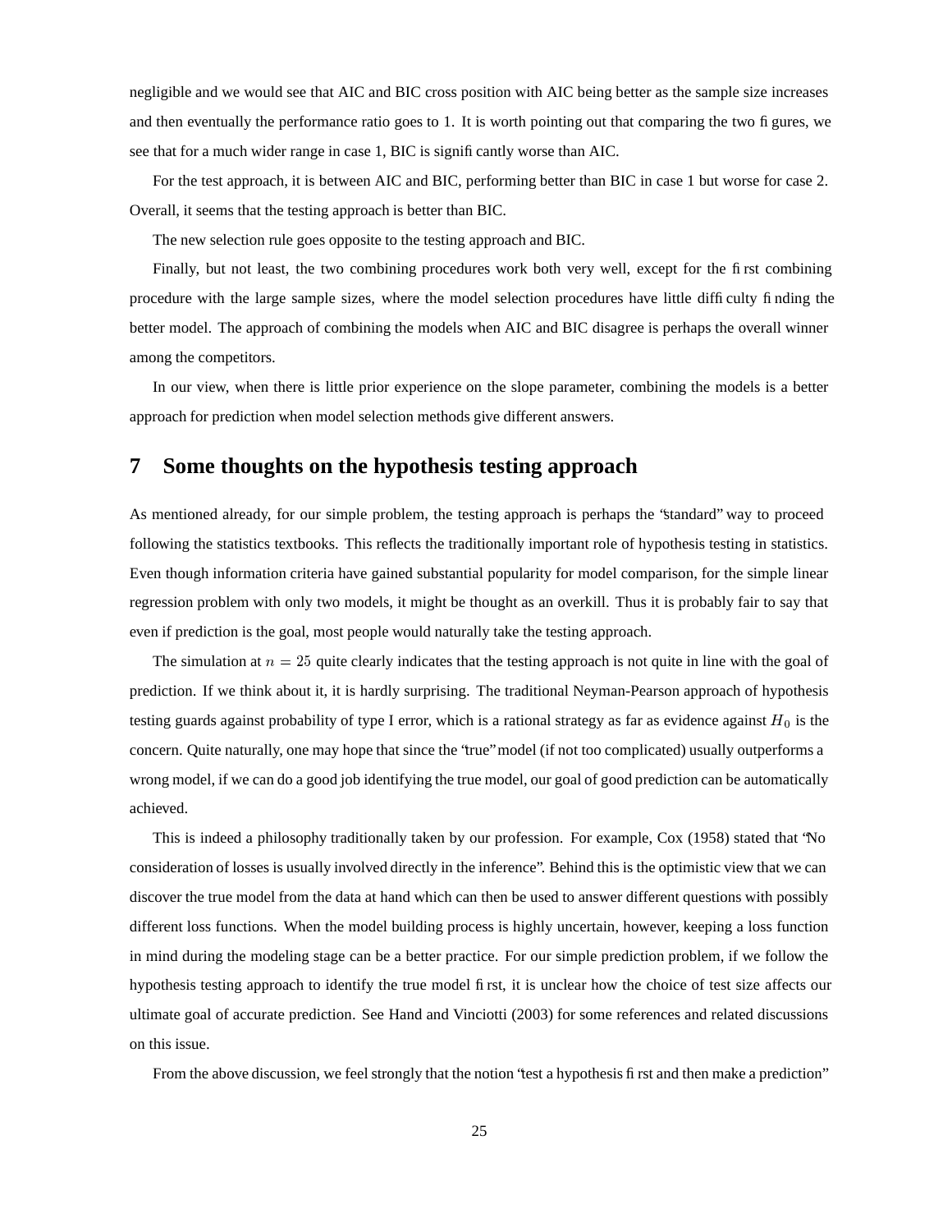negligible and we would see that AIC and BIC cross position with AIC being better as the sample size increases and then eventually the performance ratio goes to 1. It is worth pointing out that comparing the two figures, we see that for a much wider range in case 1, BIC is significantly worse than AIC.

For the test approach, it is between AIC and BIC, performing better than BIC in case 1 but worse for case 2. Overall, it seems that the testing approach is better than BIC.

The new selection rule goes opposite to the testing approach and BIC.

Finally, but not least, the two combining procedures work both very well, except for the first combining procedure with the large sample sizes, where the model selection procedures have little difficulty finding the better model. The approach of combining the models when AIC and BIC disagree is perhaps the overall winner among the competitors.

In our view, when there is little prior experience on the slope parameter, combining the models is a better approach for prediction when model selection methods give different answers.

## 7 Some thoughts on the hypothesis testing approach

As mentioned already, for our simple problem, the testing approach is perhaps the "standard" way to proceed following the statistics textbooks. This reflects the traditionally important role of hypothesis testing in statistics. Even though information criteria have gained substantial popularity for model comparison, for the simple linear regression problem with only two models, it might be thought as an overkill. Thus it is probably fair to say that even if prediction is the goal, most people would naturally take the testing approach.

The simulation at $n = 25$ quite clearly indicates that the testing approach is not quite in line with the goal of prediction. If we think about it, it is hardly surprising. The traditional Neyman-Pearson approach of hypothesis testing guards against probability of type I error, which is a rational strategy as far as evidence against $H_0$ is the concern. Quite naturally, one may hope that since the "true" model (if not too complicated) usually outperforms a wrong model, if we can do a good job identifying the true model, our goal of good prediction can be automatically achieved.

This is indeed a philosophy traditionally taken by our profession. For example, Cox (1958) stated that "No consideration of losses is usually involved directly in the inference". Behind this is the optimistic view that we can discover the true model from the data at hand which can then be used to answer different questions with possibly different loss functions. When the model building process is highly uncertain, however, keeping a loss function in mind during the modeling stage can be a better practice. For our simple prediction problem, if we follow the hypothesis testing approach to identify the true model first, it is unclear how the choice of test size affects our ultimate goal of accurate prediction. See Hand and Vinciotti (2003) for some references and related discussions on this issue.

From the above discussion, we feel strongly that the notion "test a hypothesis first and then make a prediction"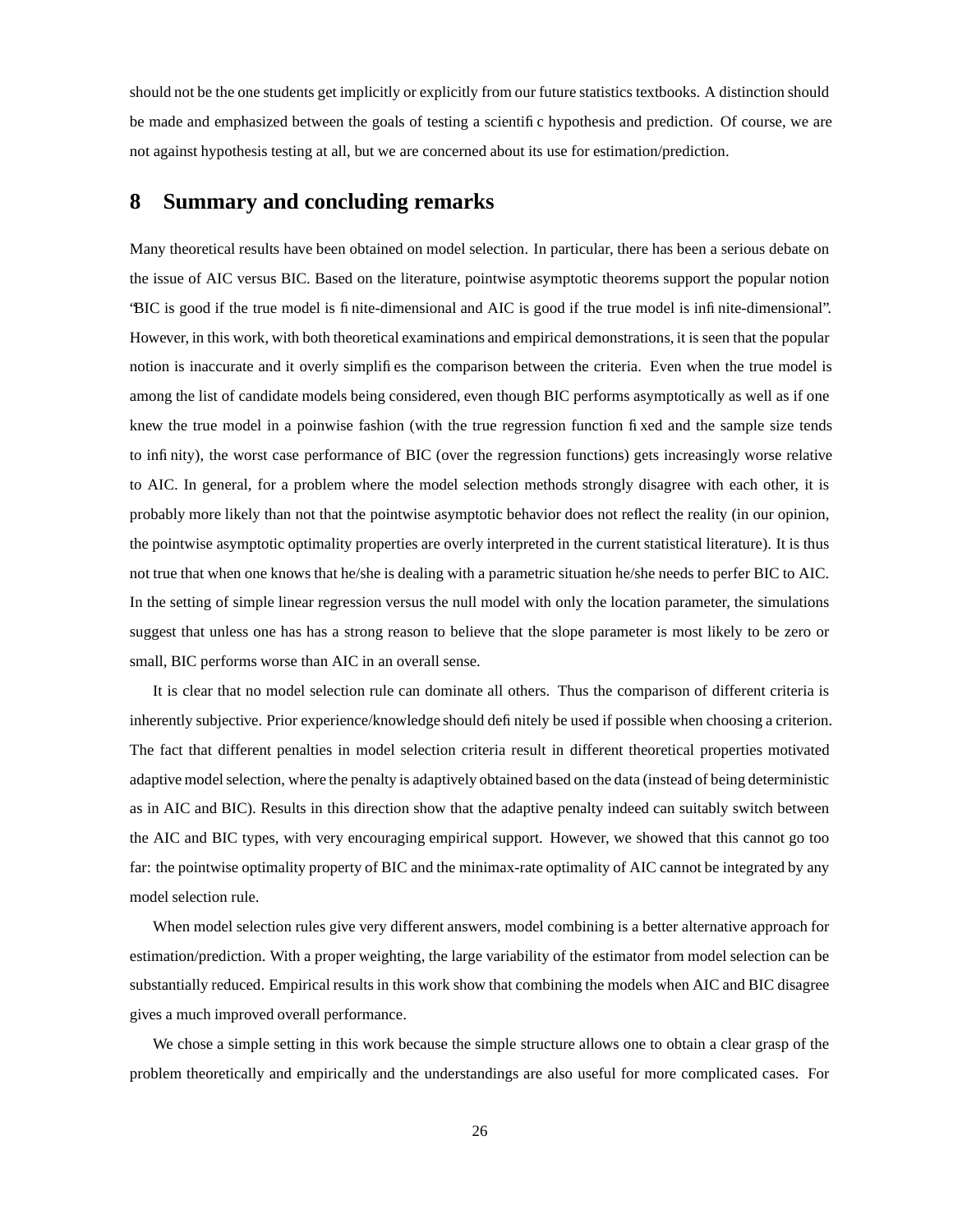should not be the one students get implicitly or explicitly from our future statistics textbooks. A distinction should be made and emphasized between the goals of testing a scientific hypothesis and prediction. Of course, we are not against hypothesis testing at all, but we are concerned about its use for estimation/prediction.

## 8 Summary and concluding remarks

Many theoretical results have been obtained on model selection. In particular, there has been a serious debate on the issue of AIC versus BIC. Based on the literature, pointwise asymptotic theorems support the popular notion "BIC is good if the true model is finite-dimensional and AIC is good if the true model is infinite-dimensional". However, in this work, with both theoretical examinations and empirical demonstrations, it is seen that the popular notion is inaccurate and it overly simplifies the comparison between the criteria. Even when the true model is among the list of candidate models being considered, even though BIC performs asymptotically as well as if one knew the true model in a poinwise fashion (with the true regression function fixed and the sample size tends to infinity), the worst case performance of BIC (over the regression functions) gets increasingly worse relative to AIC. In general, for a problem where the model selection methods strongly disagree with each other, it is probably more likely than not that the pointwise asymptotic behavior does not reflect the reality (in our opinion, the pointwise asymptotic optimality properties are overly interpreted in the current statistical literature). It is thus not true that when one knows that he/she is dealing with a parametric situation he/she needs to perfer BIC to AIC. In the setting of simple linear regression versus the null model with only the location parameter, the simulations suggest that unless one has has a strong reason to believe that the slope parameter is most likely to be zero or small, BIC performs worse than AIC in an overall sense.

It is clear that no model selection rule can dominate all others. Thus the comparison of different criteria is inherently subjective. Prior experience/knowledge should definitely be used if possible when choosing a criterion. The fact that different penalties in model selection criteria result in different theoretical properties motivated adaptive model selection, where the penalty is adaptively obtained based on the data (instead of being deterministic as in AIC and BIC). Results in this direction show that the adaptive penalty indeed can suitably switch between the AIC and BIC types, with very encouraging empirical support. However, we showed that this cannot go too far: the pointwise optimality property of BIC and the minimax-rate optimality of AIC cannot be integrated by any model selection rule.

When model selection rules give very different answers, model combining is a better alternative approach for estimation/prediction. With a proper weighting, the large variability of the estimator from model selection can be substantially reduced. Empirical results in this work show that combining the models when AIC and BIC disagree gives a much improved overall performance.

We chose a simple setting in this work because the simple structure allows one to obtain a clear grasp of the problem theoretically and empirically and the understandings are also useful for more complicated cases. For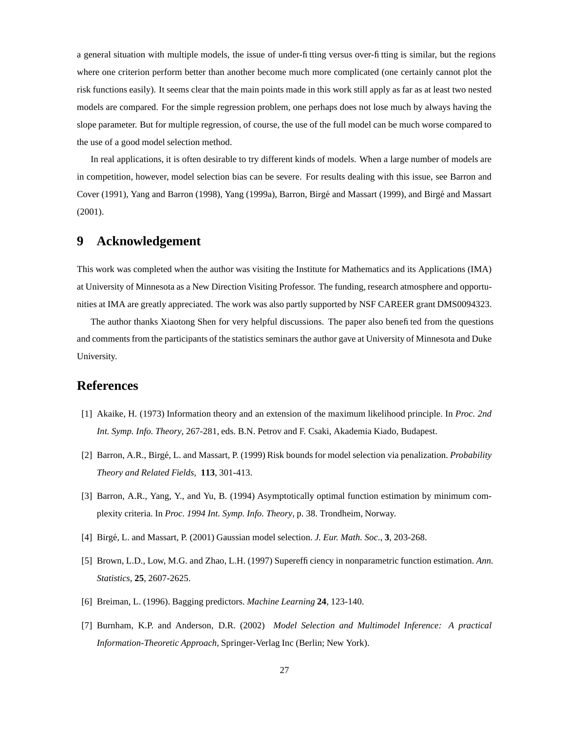a general situation with multiple models, the issue of under-fitting versus over-fitting is similar, but the regions where one criterion perform better than another become much more complicated (one certainly cannot plot the risk functions easily). It seems clear that the main points made in this work still apply as far as at least two nested models are compared. For the simple regression problem, one perhaps does not lose much by always having the slope parameter. But for multiple regression, of course, the use of the full model can be much worse compared to the use of a good model selection method.

In real applications, it is often desirable to try different kinds of models. When a large number of models are in competition, however, model selection bias can be severe. For results dealing with this issue, see Barron and Cover (1991), Yang and Barron (1998), Yang (1999a), Barron, Birgé and Massart (1999), and Birgé and Massart (2001).

## 9 Acknowledgement

This work was completed when the author was visiting the Institute for Mathematics and its Applications (IMA) at University of Minnesota as a New Direction Visiting Professor. The funding, research atmosphere and opportunities at IMA are greatly appreciated. The work was also partly supported by NSF CAREER grant DMS0094323.

The author thanks Xiaotong Shen for very helpful discussions. The paper also benefited from the questions and comments from the participants of the statistics seminars the author gave at University of Minnesota and Duke University.

## References

[1] Akaike, H. (1973) Information theory and an extension of the maximum likelihood principle. In *Proc. 2nd Int. Symp. Info. Theory*, 267-281, eds. B.N. Petrov and F. Csaki, Akademia Kiado, Budapest.

[2] Barron, A.R., Birgé, L. and Massart, P. (1999) Risk bounds for model selection via penalization. *Probability Theory and Related Fields,* **113**, 301-413.

[3] Barron, A.R., Yang, Y., and Yu, B. (1994) Asymptotically optimal function estimation by minimum complexity criteria. In *Proc. 1994 Int. Symp. Info. Theory*, p. 38. Trondheim, Norway.

[4] Birgé, L. and Massart, P. (2001) Gaussian model selection. *J. Eur. Math. Soc.*, **3**, 203-268.

[5] Brown, L.D., Low, M.G. and Zhao, L.H. (1997) Superefficiency in nonparametric function estimation. *Ann. Statistics*, **25**, 2607-2625.

[6] Breiman, L. (1996). Bagging predictors. *Machine Learning* **24**, 123-140.

[7] Burnham, K.P. and Anderson, D.R. (2002) *Model Selection and Multimodel Inference: A practical Information-Theoretic Approach*, Springer-Verlag Inc (Berlin; New York).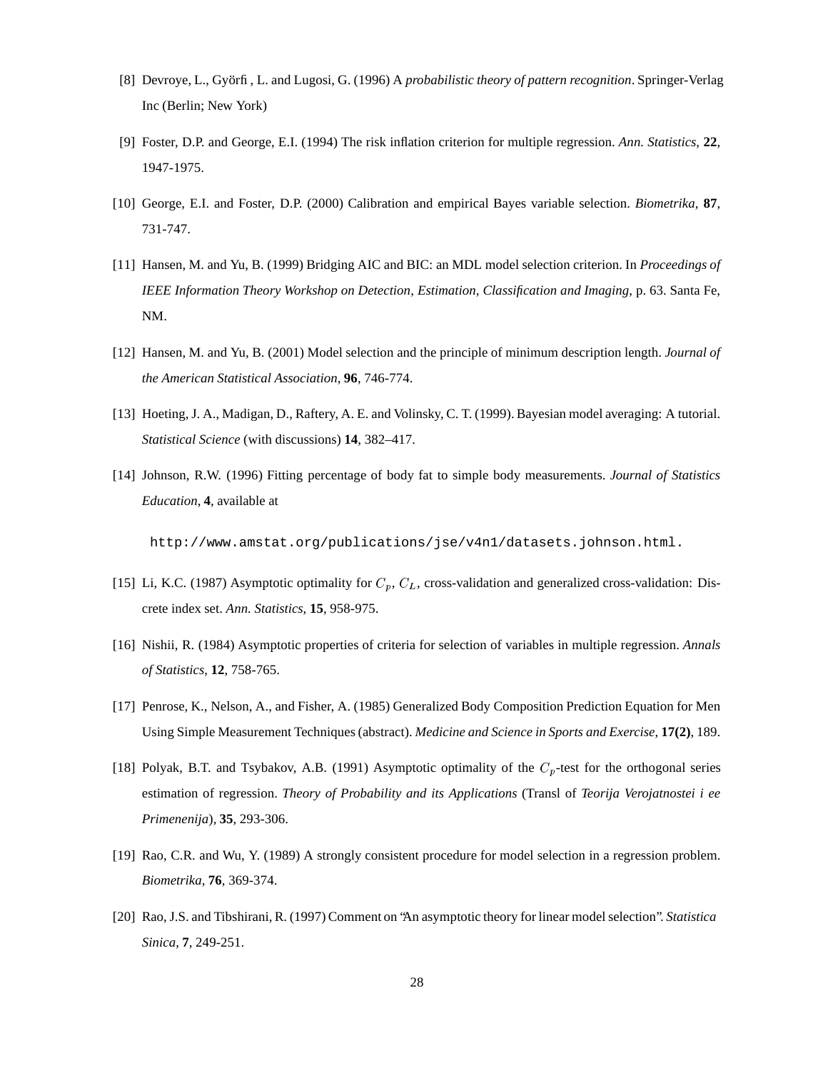[8] Devroye, L., Györfi , L. and Lugosi, G. (1996) A *probabilistic theory of pattern recognition*. Springer-Verlag Inc (Berlin; New York)

[9] Foster, D.P. and George, E.I. (1994) The risk inflation criterion for multiple regression. *Ann. Statistics*, **22**, 1947-1975.

[10] George, E.I. and Foster, D.P. (2000) Calibration and empirical Bayes variable selection. *Biometrika*, **87**, 731-747.

[11] Hansen, M. and Yu, B. (1999) Bridging AIC and BIC: an MDL model selection criterion. In *Proceedings of IEEE Information Theory Workshop on Detection, Estimation, Classification and Imaging*, p. 63. Santa Fe, NM.

[12] Hansen, M. and Yu, B. (2001) Model selection and the principle of minimum description length. *Journal of the American Statistical Association*, **96**, 746-774.

[13] Hoeting, J. A., Madigan, D., Raftery, A. E. and Volinsky, C. T. (1999). Bayesian model averaging: A tutorial. *Statistical Science* (with discussions) **14**, 382–417.

[14] Johnson, R.W. (1996) Fitting percentage of body fat to simple body measurements. *Journal of Statistics Education*, **4**, available at

```
http://www.amstat.org/publications/jse/v4n1/datasets.johnson.html.
```

[15] Li, K.C. (1987) Asymptotic optimality for $C_p$, $C_L$, cross-validation and generalized cross-validation: Discrete index set. *Ann. Statistics*, **15**, 958-975.

[16] Nishii, R. (1984) Asymptotic properties of criteria for selection of variables in multiple regression. *Annals of Statistics*, **12**, 758-765.

[17] Penrose, K., Nelson, A., and Fisher, A. (1985) Generalized Body Composition Prediction Equation for Men Using Simple Measurement Techniques (abstract). *Medicine and Science in Sports and Exercise*, **17(2)**, 189.

[18] Polyak, B.T. and Tsybakov, A.B. (1991) Asymptotic optimality of the $C_p$-test for the orthogonal series estimation of regression. *Theory of Probability and its Applications* (Transl of *Teorija Verojatnostei i ee Primenenija*), **35**, 293-306.

[19] Rao, C.R. and Wu, Y. (1989) A strongly consistent procedure for model selection in a regression problem. *Biometrika*, **76**, 369-374.

[20] Rao, J.S. and Tibshirani, R. (1997) Comment on "An asymptotic theory for linear model selection". *Statistica Sinica*, **7**, 249-251.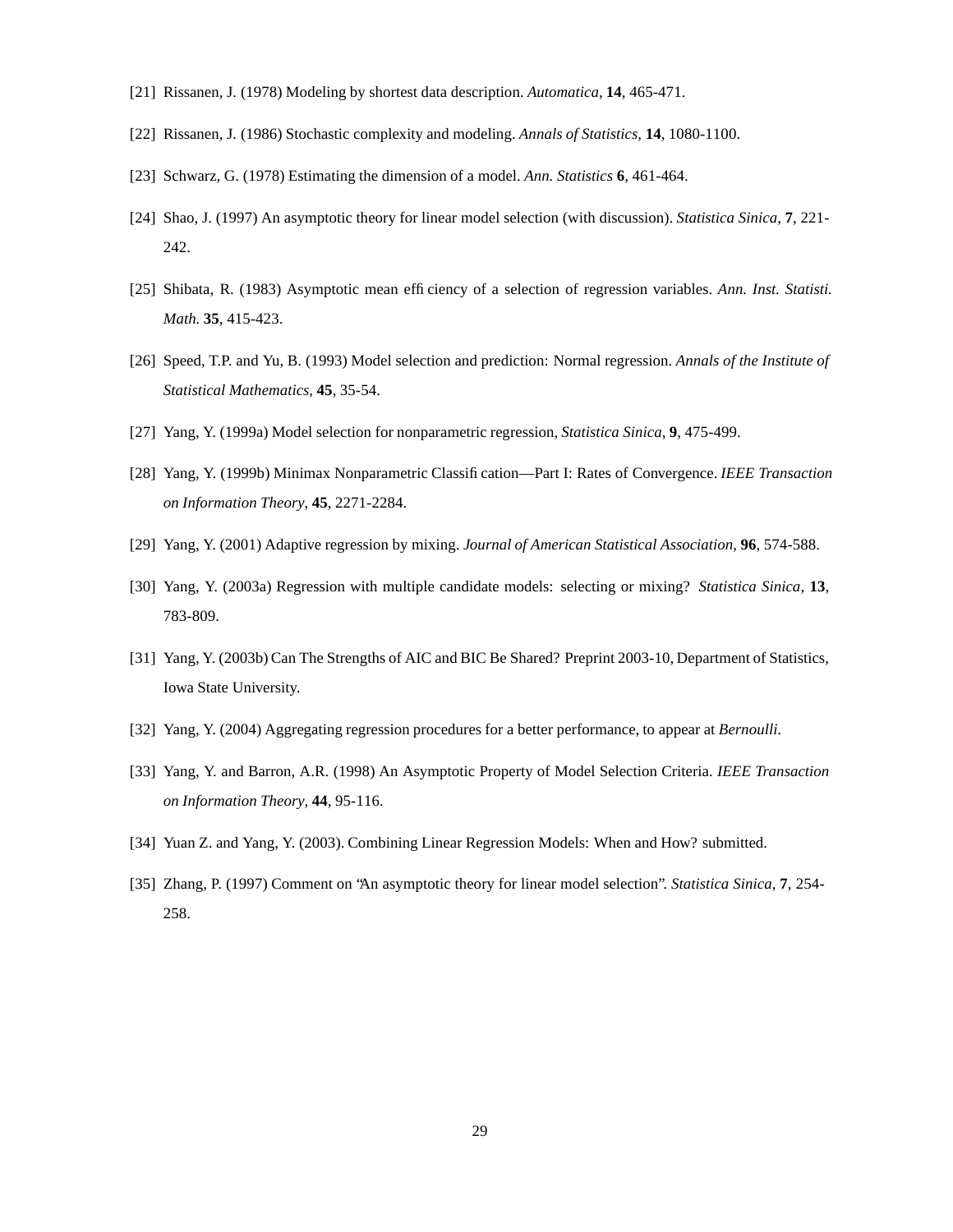[21] Rissanen, J. (1978) Modeling by shortest data description. *Automatica*, **14**, 465-471.

[22] Rissanen, J. (1986) Stochastic complexity and modeling. *Annals of Statistics*, **14**, 1080-1100.

[23] Schwarz, G. (1978) Estimating the dimension of a model. *Ann. Statistics* **6**, 461-464.

[24] Shao, J. (1997) An asymptotic theory for linear model selection (with discussion). *Statistica Sinica*, **7**, 221-242.

[25] Shibata, R. (1983) Asymptotic mean efficiency of a selection of regression variables. *Ann. Inst. Statisti. Math.* **35**, 415-423.

[26] Speed, T.P. and Yu, B. (1993) Model selection and prediction: Normal regression. *Annals of the Institute of Statistical Mathematics*, **45**, 35-54.

[27] Yang, Y. (1999a) Model selection for nonparametric regression, *Statistica Sinica*, **9**, 475-499.

[28] Yang, Y. (1999b) Minimax Nonparametric Classification—Part I: Rates of Convergence. *IEEE Transaction on Information Theory*, **45**, 2271-2284.

[29] Yang, Y. (2001) Adaptive regression by mixing. *Journal of American Statistical Association*, **96**, 574-588.

[30] Yang, Y. (2003a) Regression with multiple candidate models: selecting or mixing? *Statistica Sinica*, **13**, 783-809.

[31] Yang, Y. (2003b) Can The Strengths of AIC and BIC Be Shared? Preprint 2003-10, Department of Statistics, Iowa State University.

[32] Yang, Y. (2004) Aggregating regression procedures for a better performance, to appear at *Bernoulli*.

[33] Yang, Y. and Barron, A.R. (1998) An Asymptotic Property of Model Selection Criteria. *IEEE Transaction on Information Theory*, **44**, 95-116.

[34] Yuan Z. and Yang, Y. (2003). Combining Linear Regression Models: When and How? submitted.

[35] Zhang, P. (1997) Comment on "An asymptotic theory for linear model selection". *Statistica Sinica*, **7**, 254-258.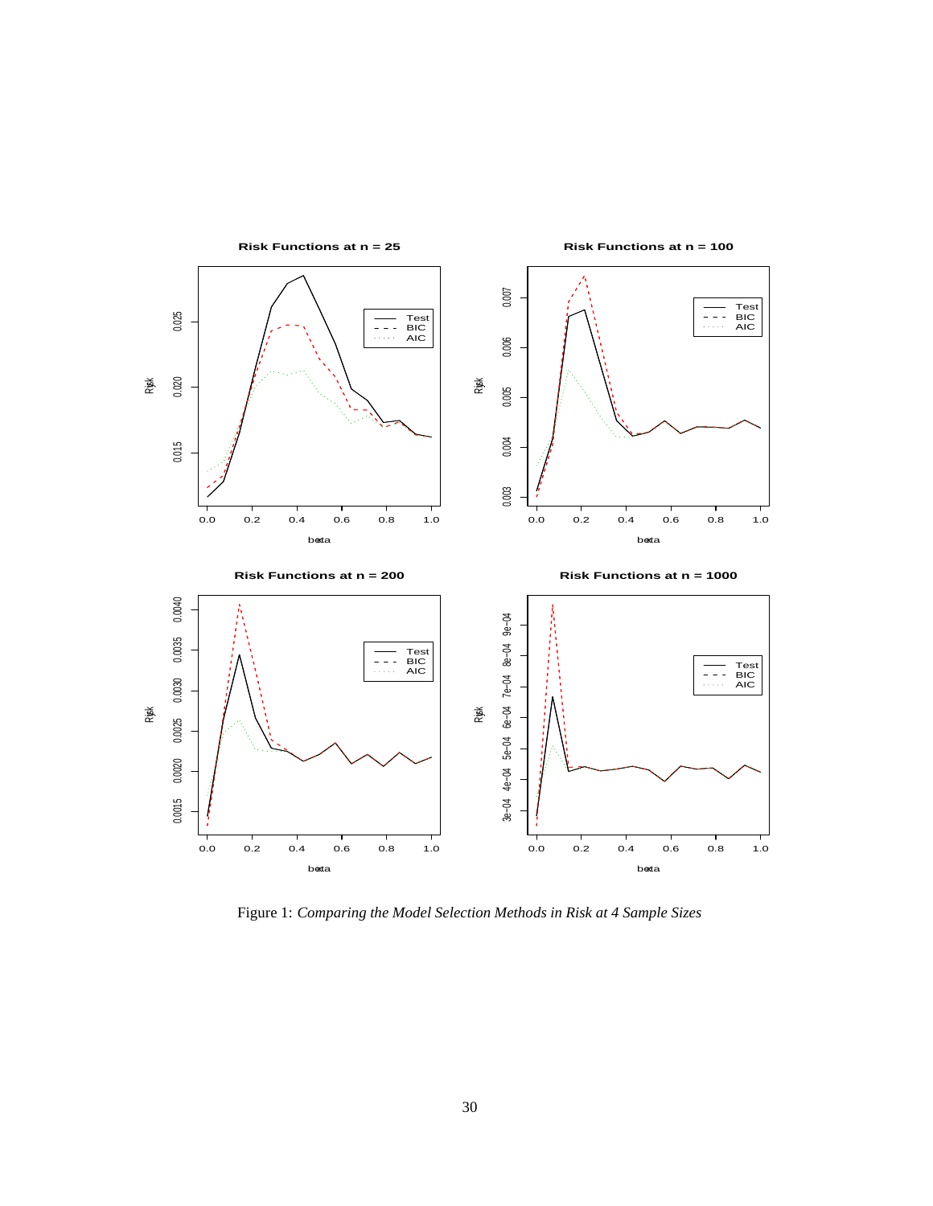Figure 1: *Comparing the Model Selection Methods in Risk at 4 Sample Sizes*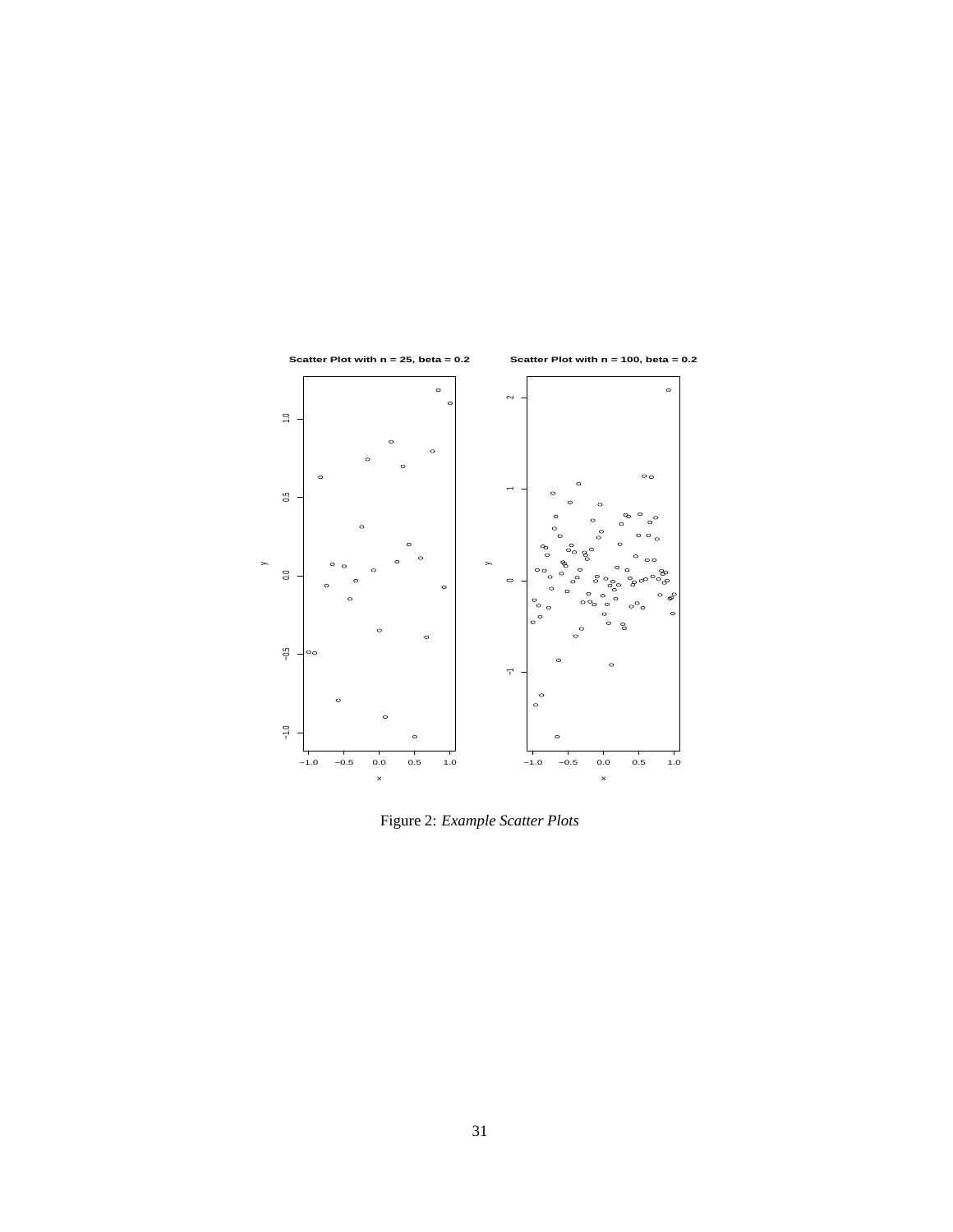Figure 2: *Example Scatter Plots*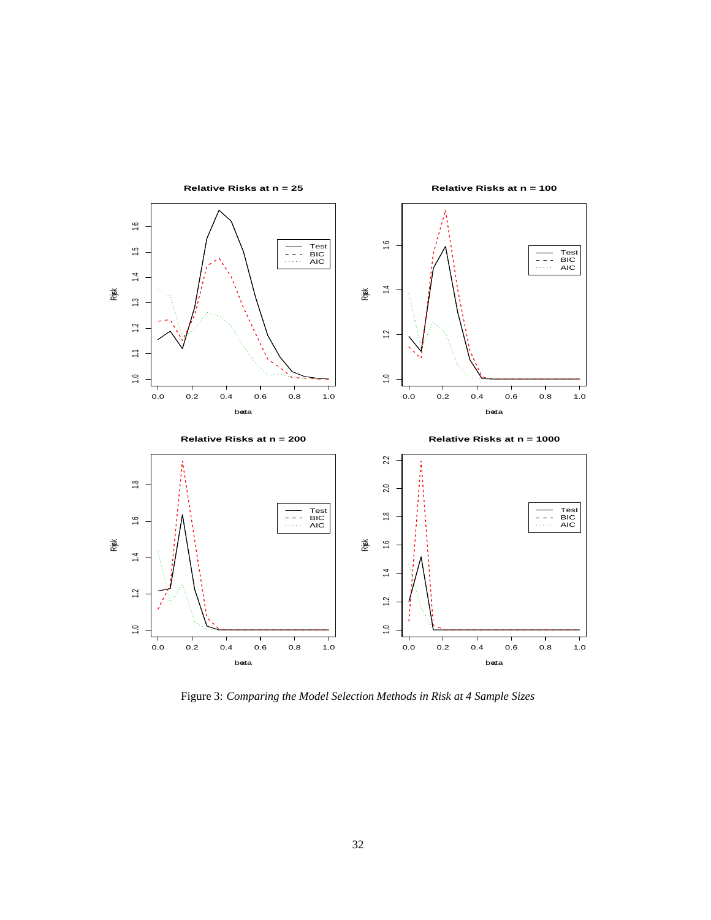Figure 3: *Comparing the Model Selection Methods in Risk at 4 Sample Sizes*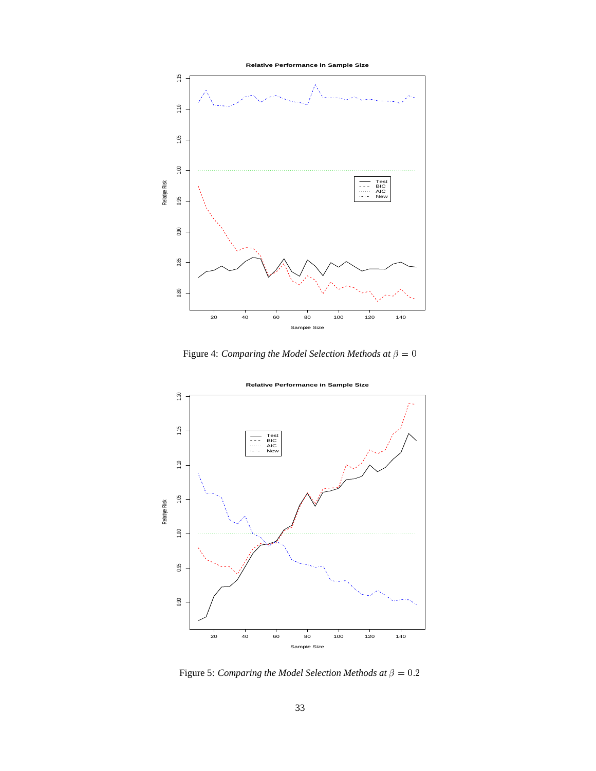Figure 4: *Comparing the Model Selection Methods at $\beta = 0$*

Figure 5: *Comparing the Model Selection Methods at $\beta = 0.2$*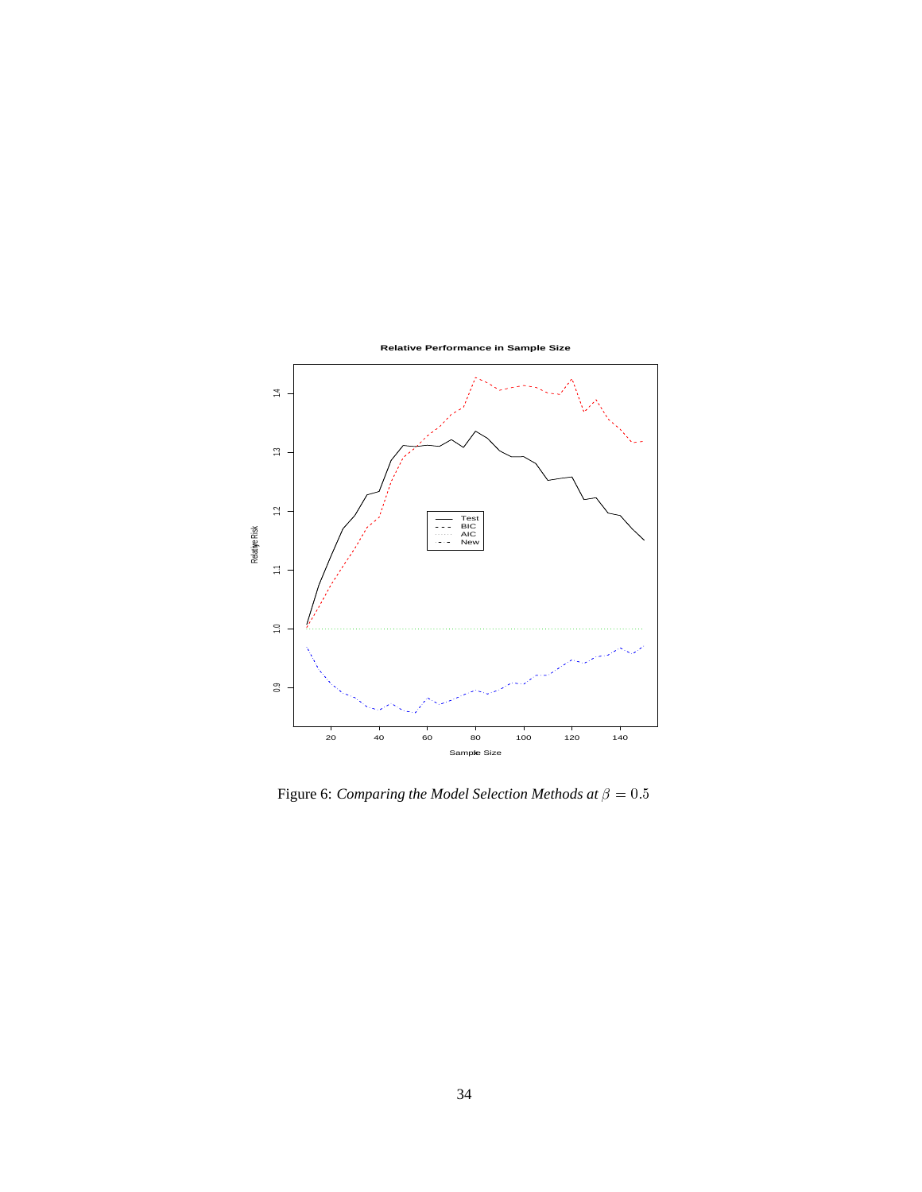Figure 6: *Comparing the Model Selection Methods at $\beta = 0.5$*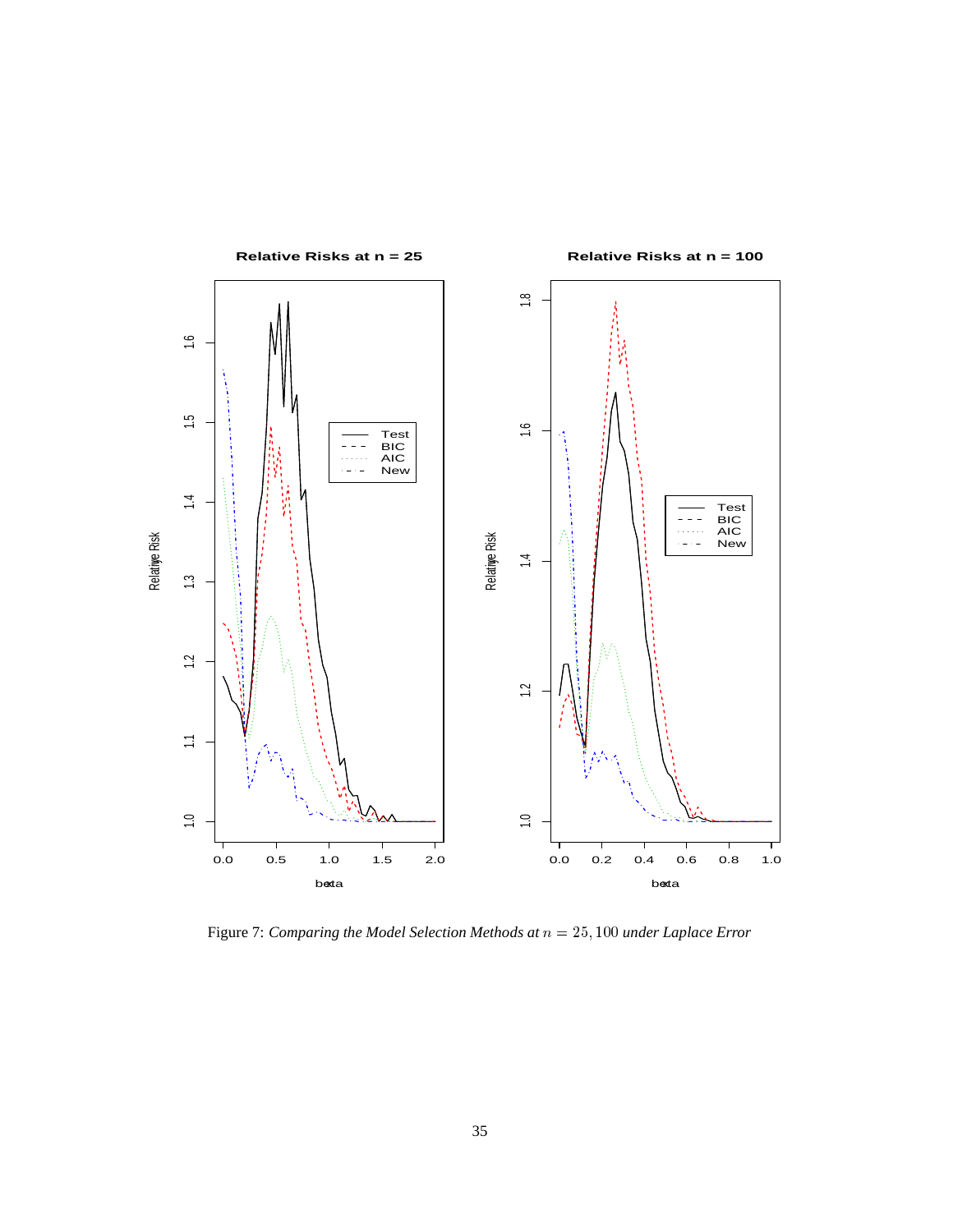Figure 7: *Comparing the Model Selection Methods at $n = 25, 100$ under Laplace Error*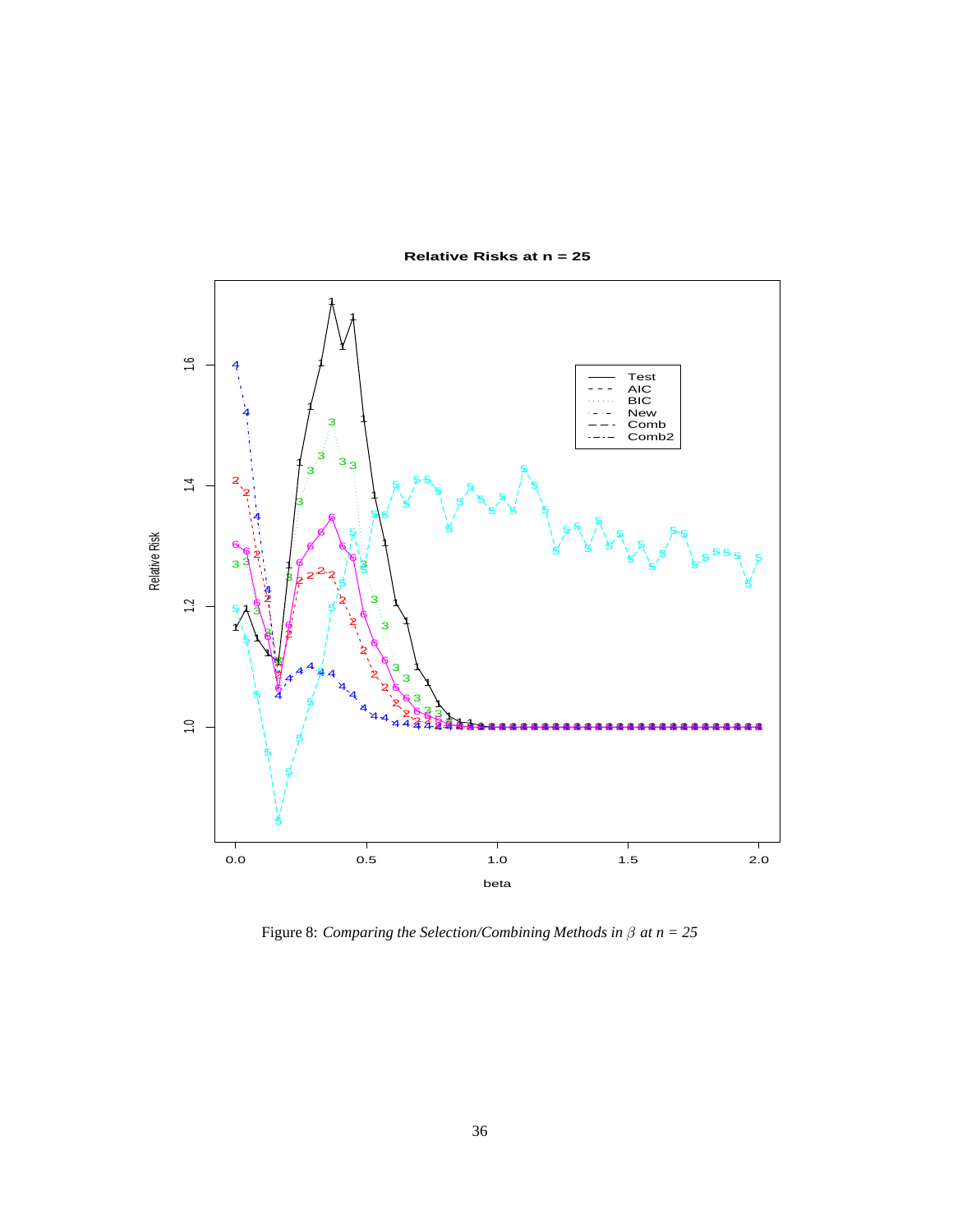Figure 8: *Comparing the Selection/Combining Methods in $\beta$ at n = 25*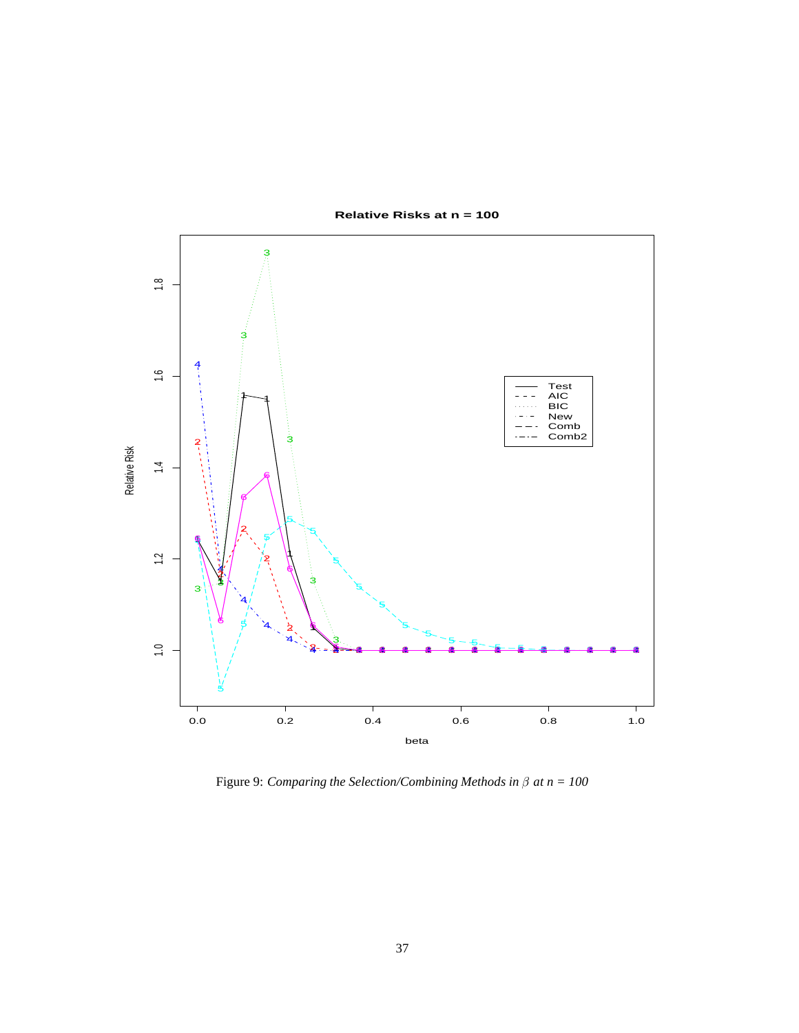Figure 9: *Comparing the Selection/Combining Methods in $\beta$ at n = 100*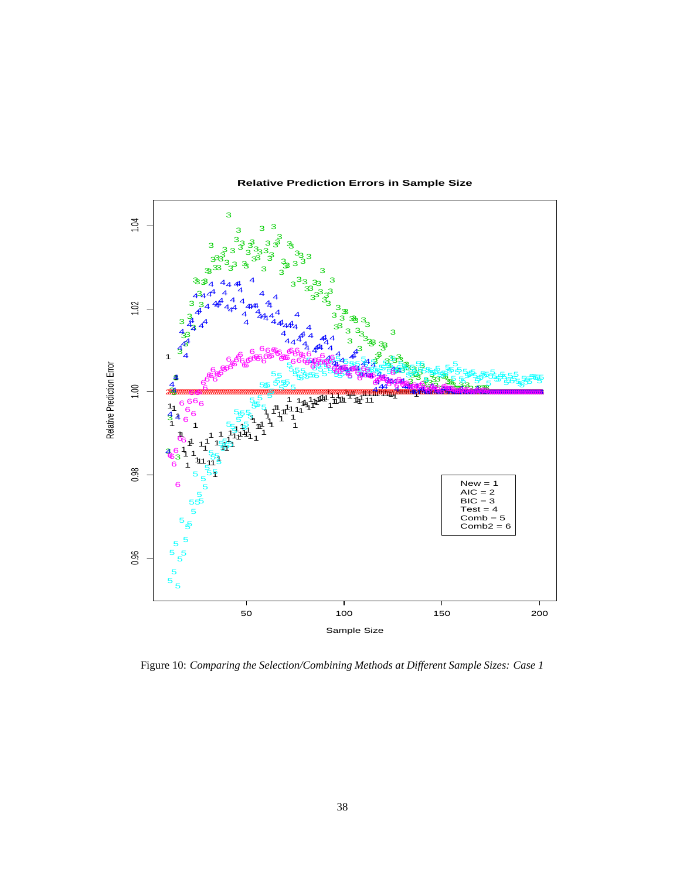Figure 10: *Comparing the Selection/Combining Methods at Different Sample Sizes: Case 1*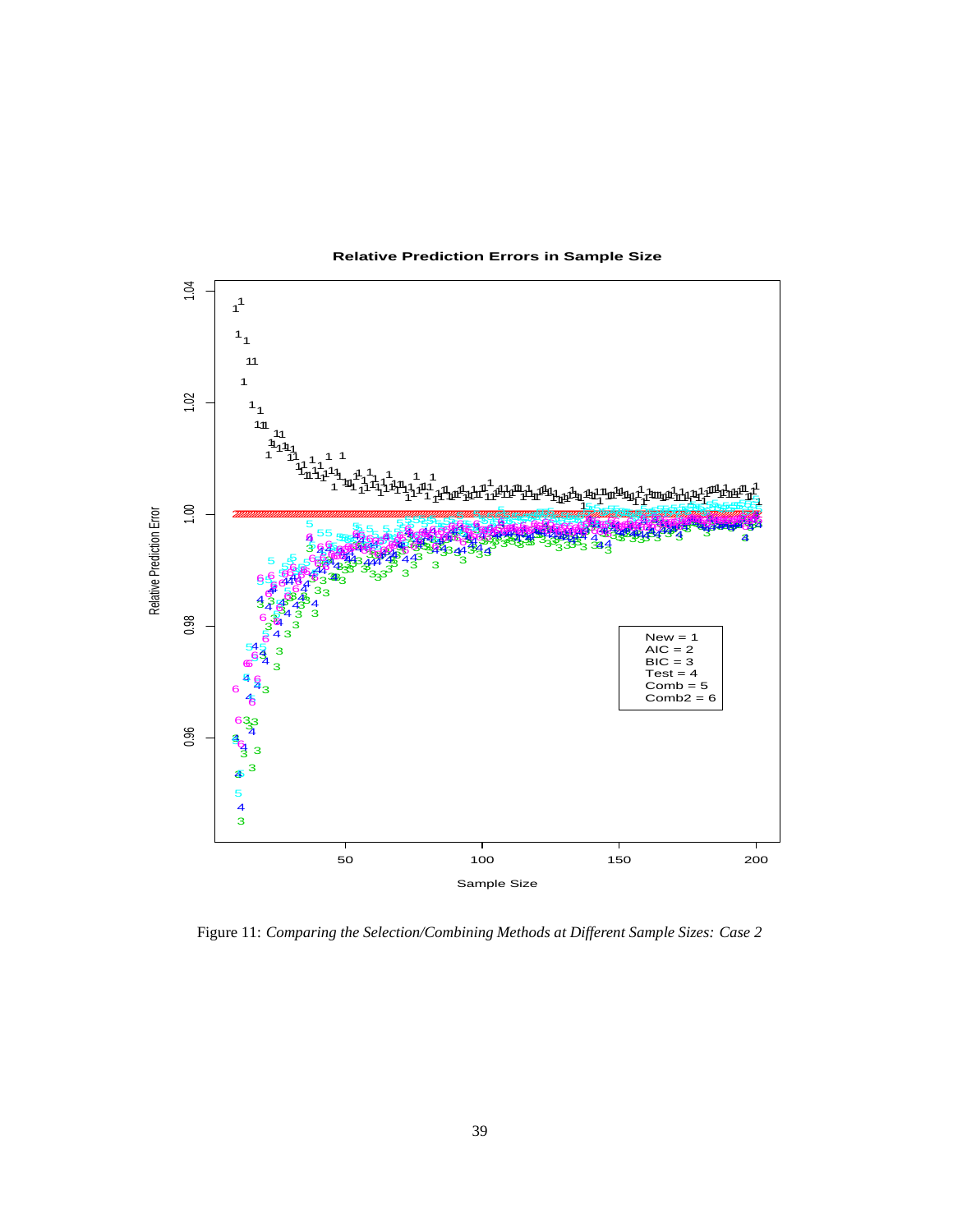Relative Prediction Errors in Sample Size

Relative Prediction Error

1.04

1.02

1.00

0.98

0.96

50

100

150

200

Sample Size

New = 1
AIC = 2
BIC = 3
Test = 4
Comb = 5
Comb2 = 6

Figure 11: *Comparing the Selection/Combining Methods at Different Sample Sizes: Case 2*